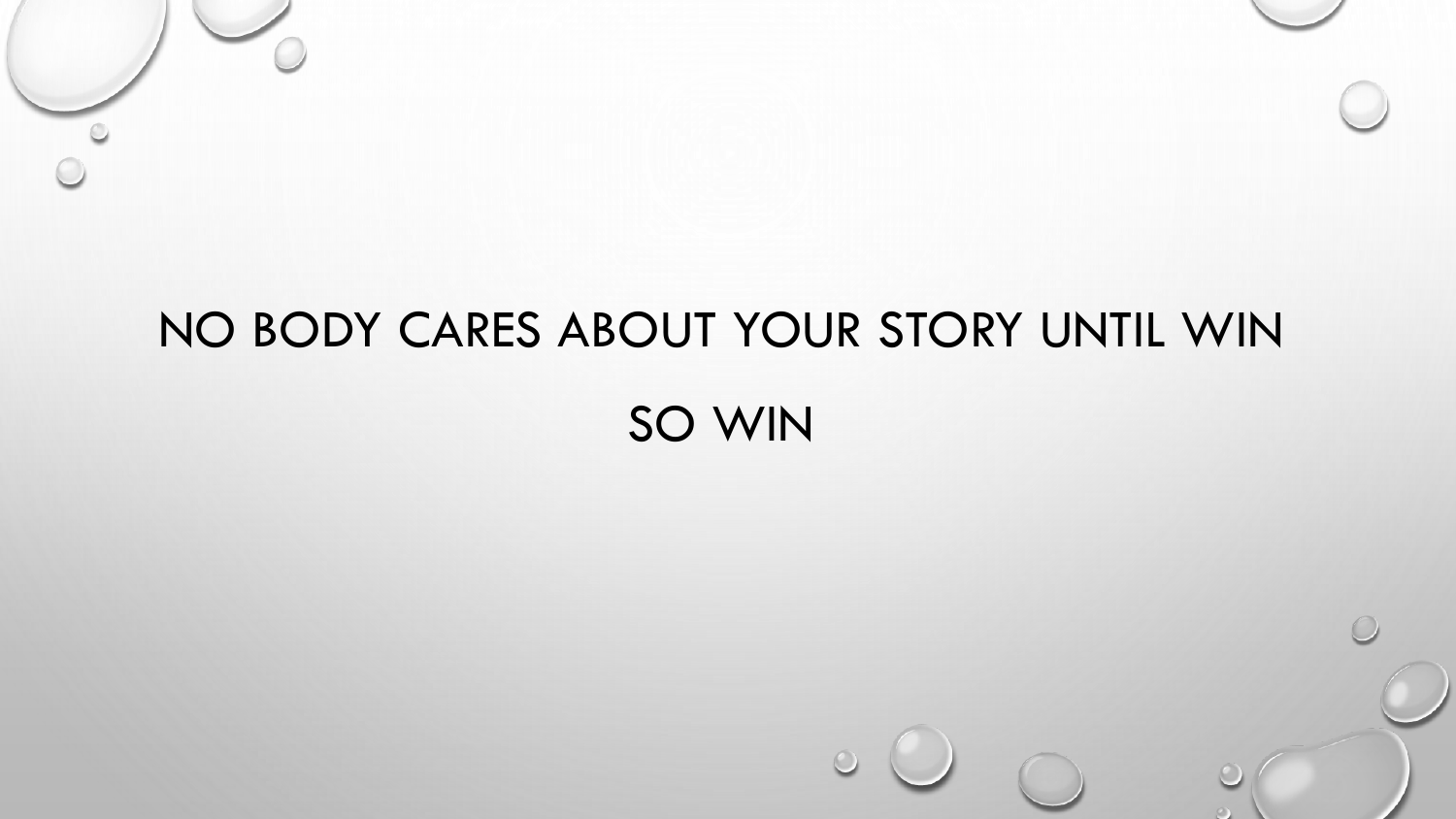# NO BODY CARES ABOUT YOUR STORY UNTIL WIN

# SO WIN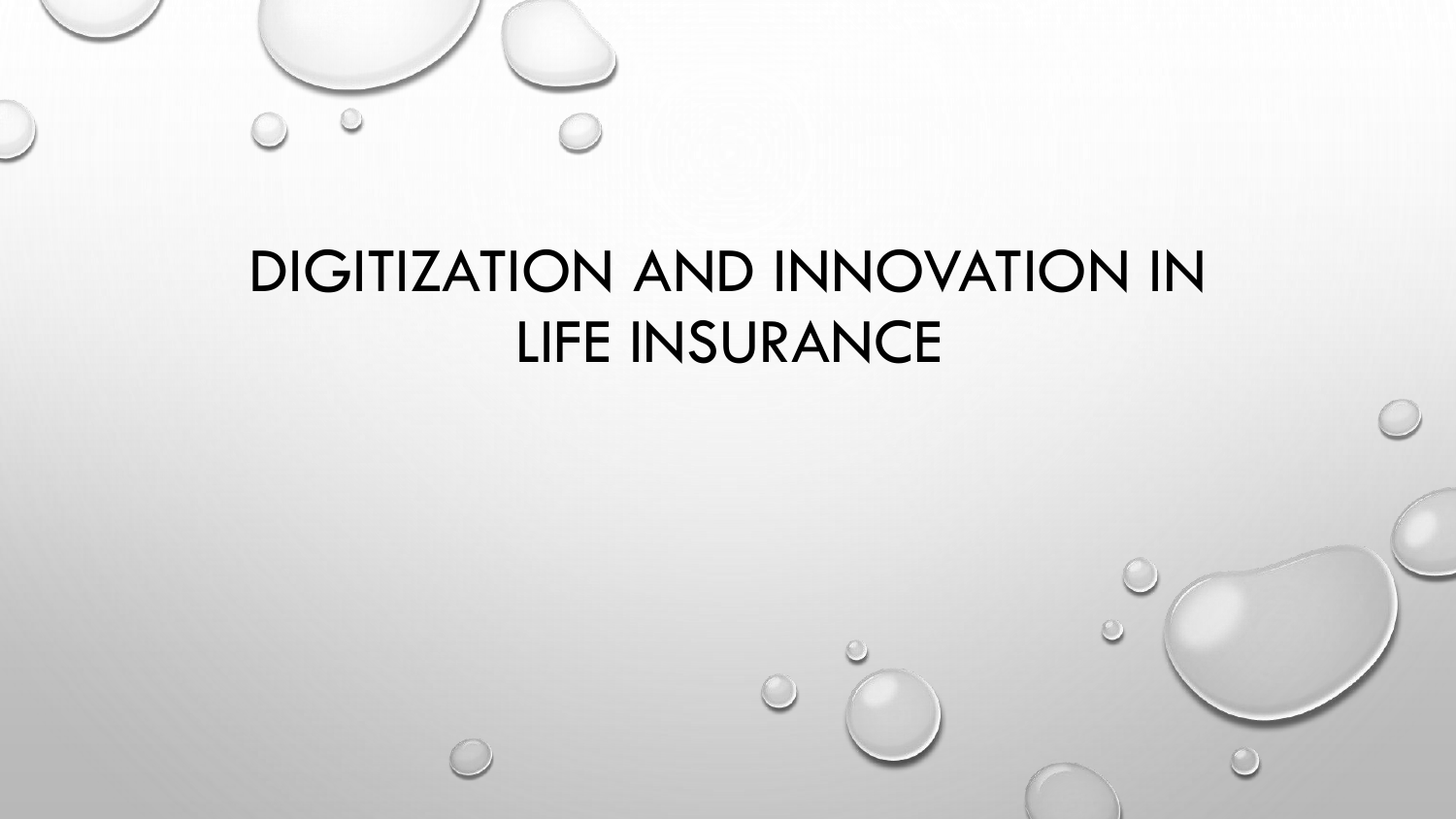# DIGITIZATION AND INNOVATION IN LIFE INSURANCE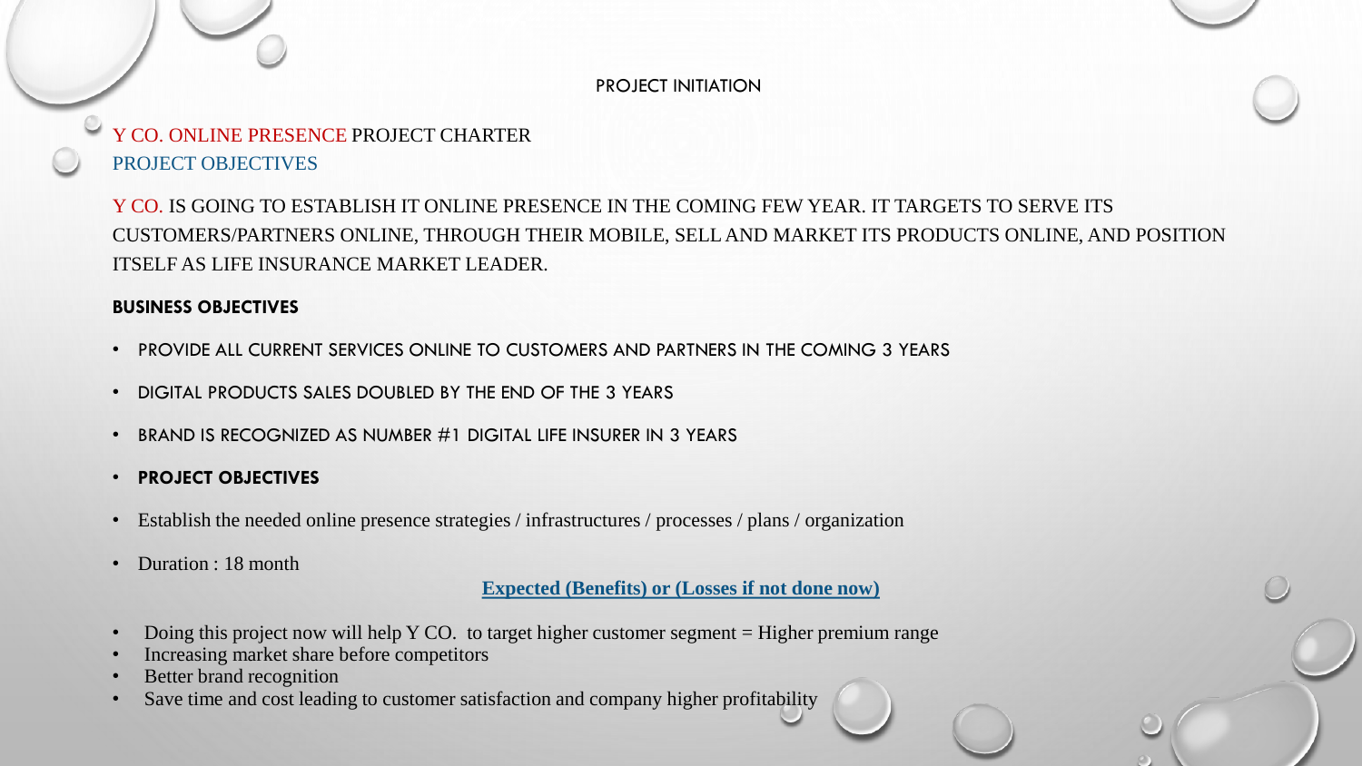PROJECT INITIATION

## Y CO. ONLINE PRESENCE PROJECT CHARTER

### PROJECT OBJECTIVES

Y CO. IS GOING TO ESTABLISH IT ONLINE PRESENCE IN THE COMING FEW YEAR. IT TARGETS TO SERVE ITS CUSTOMERS/PARTNERS ONLINE, THROUGH THEIR MOBILE, SELL AND MARKET ITS PRODUCTS ONLINE, AND POSITION ITSELF AS LIFE INSURANCE MARKET LEADER.

**BUSINESS OBJECTIVES**

- PROVIDE ALL CURRENT SERVICES ONLINE TO CUSTOMERS AND PARTNERS IN THE COMING 3 YEARS
- DIGITAL PRODUCTS SALES DOUBLED BY THE END OF THE 3 YEARS
- BRAND IS RECOGNIZED AS NUMBER #1 DIGITAL LIFE INSURER IN 3 YEARS
- **PROJECT OBJECTIVES**
- Establish the needed online presence strategies / infrastructures / processes / plans / organization
- Duration : 18 month

**Expected (Benefits) or (Losses if not done now)**

- Doing this project now will help Y CO. to target higher customer segment = Higher premium range
- Increasing market share before competitors
- Better brand recognition
- Save time and cost leading to customer satisfaction and company higher profitability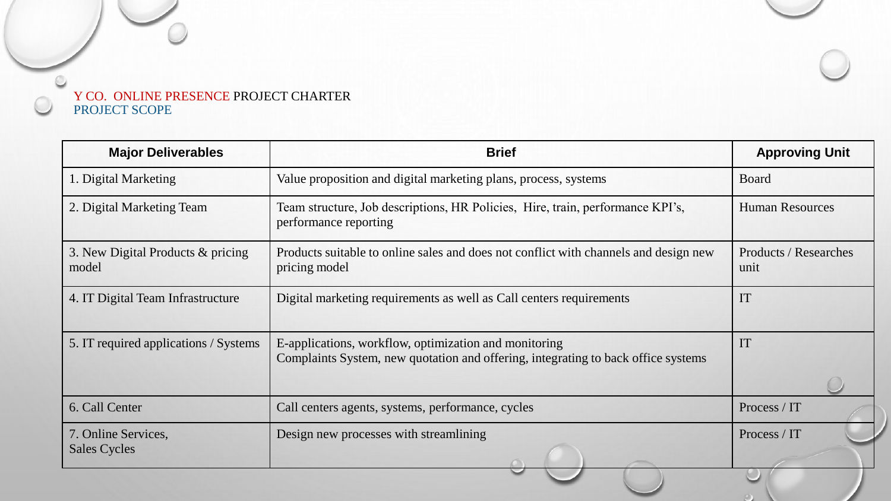Y CO. ONLINE PRESENCE PROJECT CHARTER
PROJECT SCOPE

| Major Deliverables | Brief | Approving Unit |
| --- | --- | --- |
| 1. Digital Marketing | Value proposition and digital marketing plans, process, systems | Board |
| 2. Digital Marketing Team | Team structure, Job descriptions, HR Policies, Hire, train, performance KPI's, performance reporting | Human Resources |
| 3. New Digital Products & pricing model | Products suitable to online sales and does not conflict with channels and design new pricing model | Products / Researches unit |
| 4. IT Digital Team Infrastructure | Digital marketing requirements as well as Call centers requirements | IT |
| 5. IT required applications / Systems | E-applications, workflow, optimization and monitoring<br>Complaints System, new quotation and offering, integrating to back office systems | IT |
| 6. Call Center | Call centers agents, systems, performance, cycles | Process / IT |
| 7. Online Services,<br>Sales Cycles | Design new processes with streamlining | Process / IT |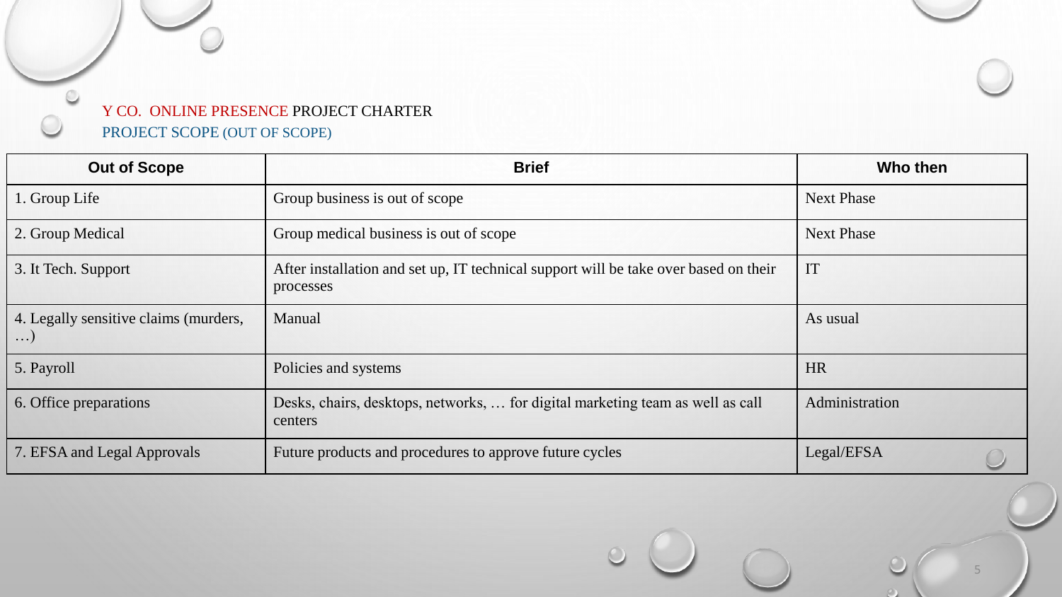## Y CO. ONLINE PRESENCE PROJECT CHARTER

### PROJECT SCOPE (OUT OF SCOPE)

| Out of Scope | Brief | Who then |
| --- | --- | --- |
| 1. Group Life | Group business is out of scope | Next Phase |
| 2. Group Medical | Group medical business is out of scope | Next Phase |
| 3. It Tech. Support | After installation and set up, IT technical support will be take over based on their processes | IT |
| 4. Legally sensitive claims (murders, …) | Manual | As usual |
| 5. Payroll | Policies and systems | HR |
| 6. Office preparations | Desks, chairs, desktops, networks, … for digital marketing team as well as call centers | Administration |
| 7. EFSA and Legal Approvals | Future products and procedures to approve future cycles | Legal/EFSA |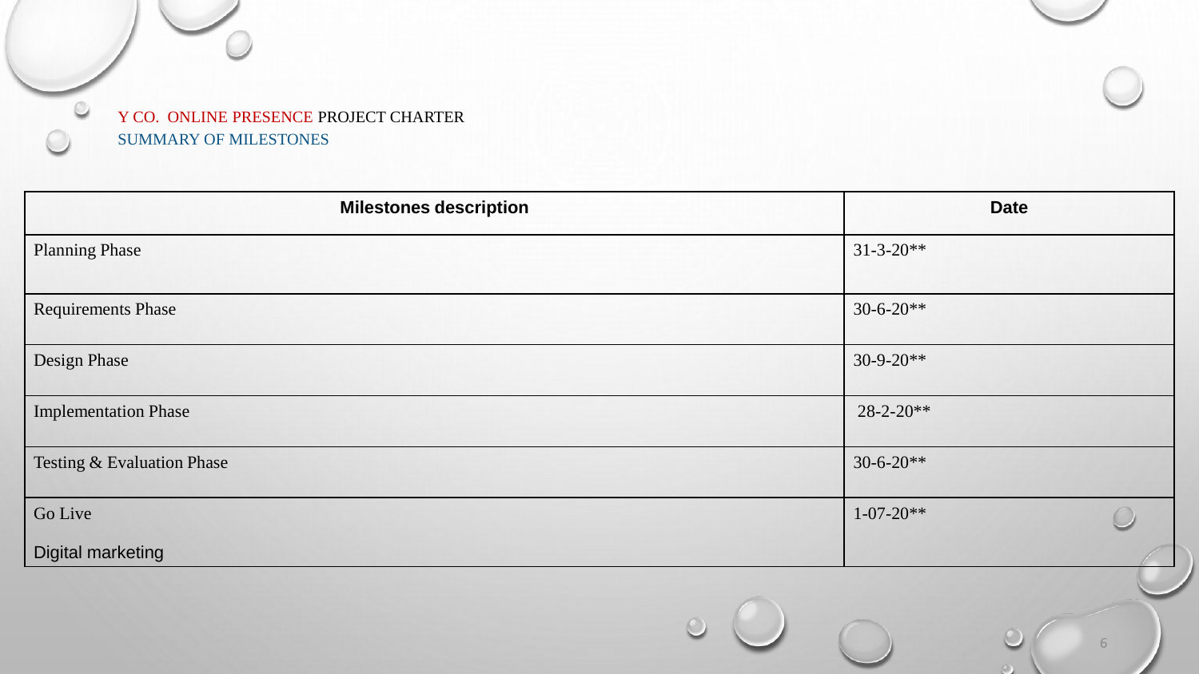Y CO. ONLINE PRESENCE PROJECT CHARTER

SUMMARY OF MILESTONES

| Milestones description | Date |
| --- | --- |
| Planning Phase | 31-3-20** |
| Requirements Phase | 30-6-20** |
| Design Phase | 30-9-20** |
| Implementation Phase | 28-2-20** |
| Testing & Evaluation Phase | 30-6-20** |
| Go Live<br>Digital marketing | 1-07-20** |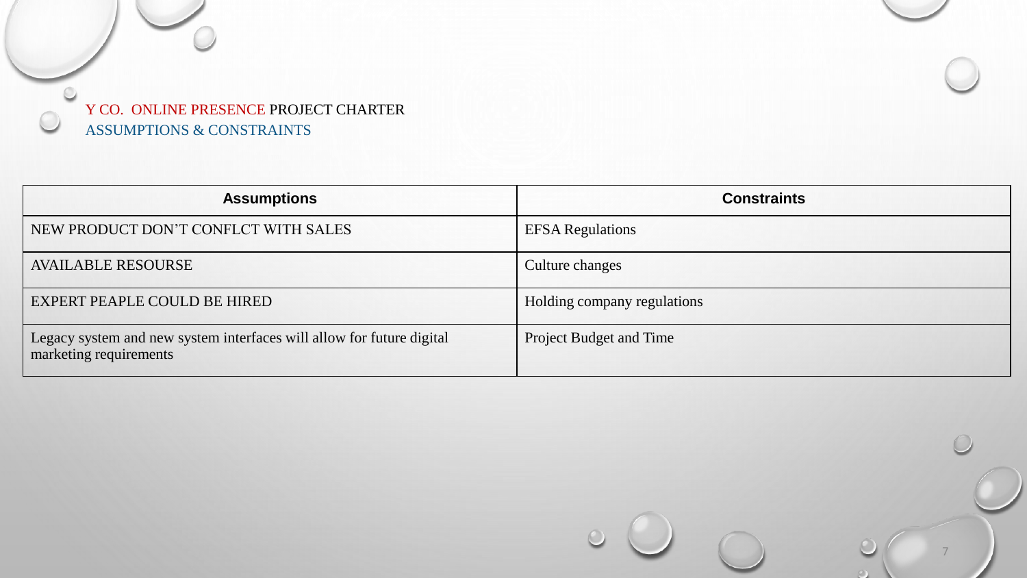# Y CO. ONLINE PRESENCE PROJECT CHARTER

## ASSUMPTIONS & CONSTRAINTS

| Assumptions | Constraints |
| --- | --- |
| NEW PRODUCT DON’T CONFLCT WITH SALES | EFSA Regulations |
| AVAILABLE RESOURSE | Culture changes |
| EXPERT PEAPLE COULD BE HIRED | Holding company regulations |
| Legacy system and new system interfaces will allow for future digital marketing requirements | Project Budget and Time |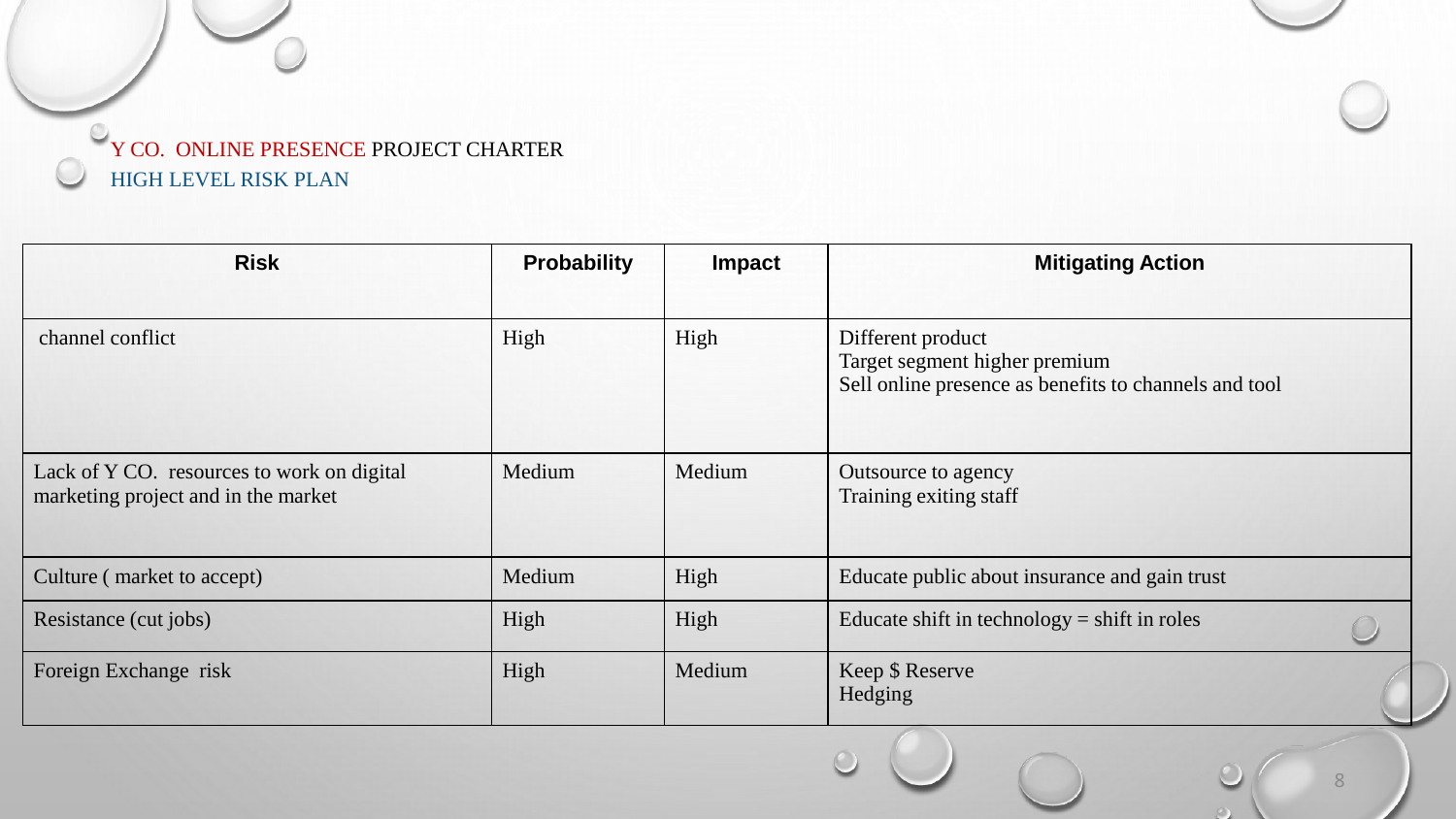## Y CO. ONLINE PRESENCE PROJECT CHARTER

### HIGH LEVEL RISK PLAN

| Risk | Probability | Impact | Mitigating Action |
|---|---|---|---|
| channel conflict | High | High | Different product<br>Target segment higher premium<br>Sell online presence as benefits to channels and tool |
| Lack of Y CO. resources to work on digital marketing project and in the market | Medium | Medium | Outsource to agency<br>Training exiting staff |
| Culture ( market to accept) | Medium | High | Educate public about insurance and gain trust |
| Resistance (cut jobs) | High | High | Educate shift in technology = shift in roles |
| Foreign Exchange risk | High | Medium | Keep $ Reserve<br>Hedging |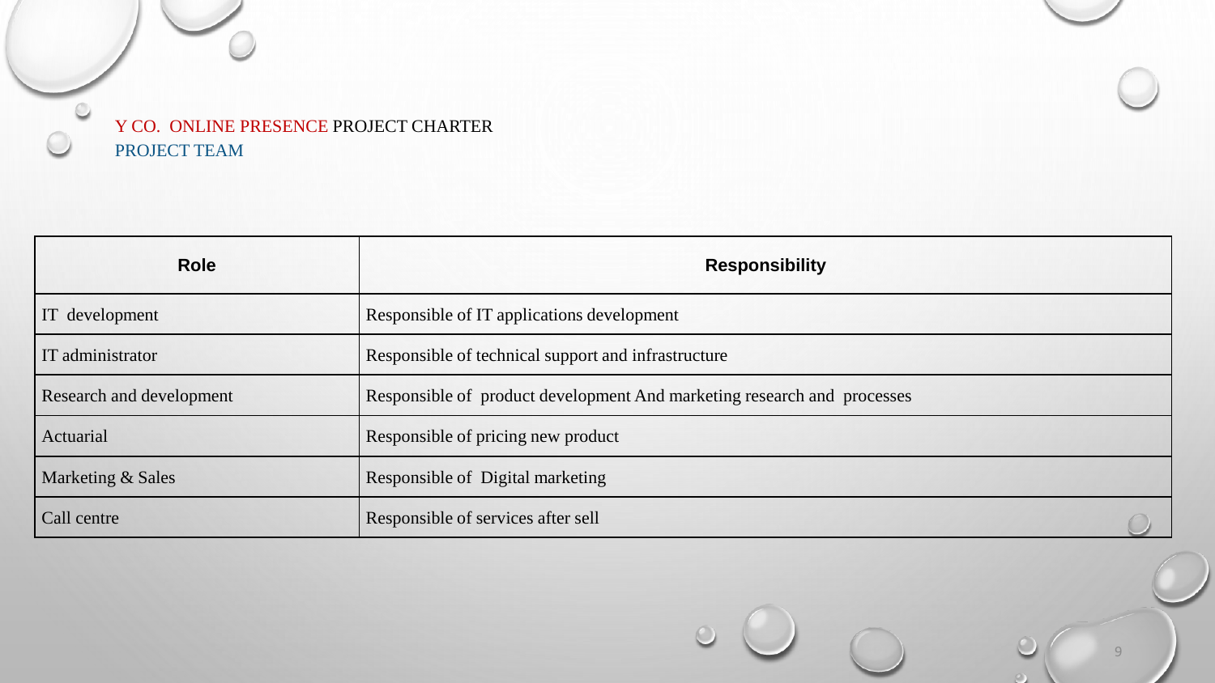## Y CO. ONLINE PRESENCE PROJECT CHARTER

### PROJECT TEAM

| Role | Responsibility |
|---|---|
| IT development | Responsible of IT applications development |
| IT administrator | Responsible of technical support and infrastructure |
| Research and development | Responsible of product development And marketing research and processes |
| Actuarial | Responsible of pricing new product |
| Marketing & Sales | Responsible of Digital marketing |
| Call centre | Responsible of services after sell |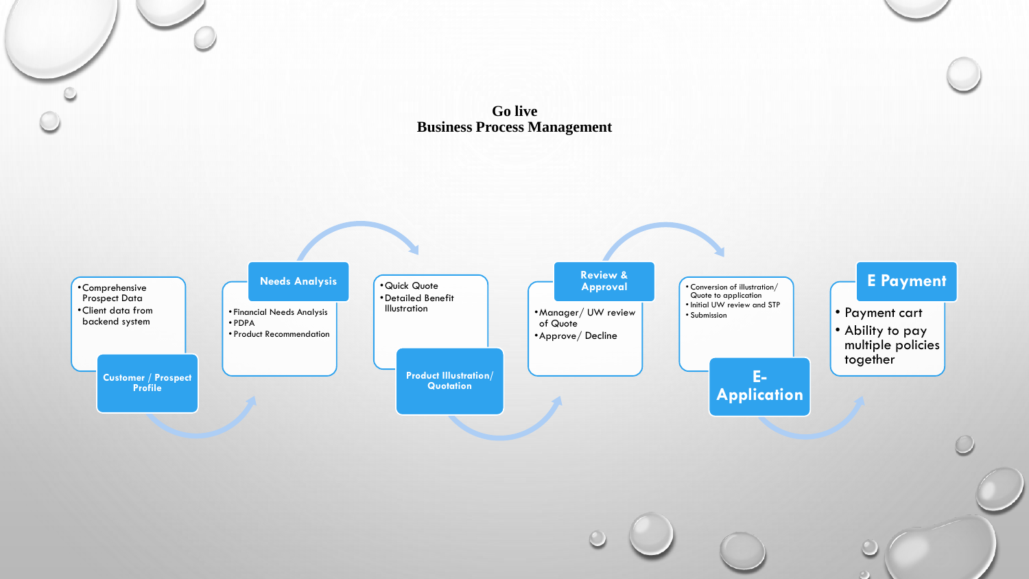# Go live
# Business Process Management

**Customer / Prospect Profile**
- Comprehensive Prospect Data
- Client data from backend system

**Needs Analysis**
- Financial Needs Analysis
- PDPA
- Product Recommendation

**Product Illustration/ Quotation**
- Quick Quote
- Detailed Benefit Illustration

**Review & Approval**
- Manager/ UW review of Quote
- Approve/ Decline

**E-Application**
- Conversion of illustration/ Quote to application
- Initial UW review and STP
- Submission

**E Payment**
- Payment cart
- Ability to pay multiple policies together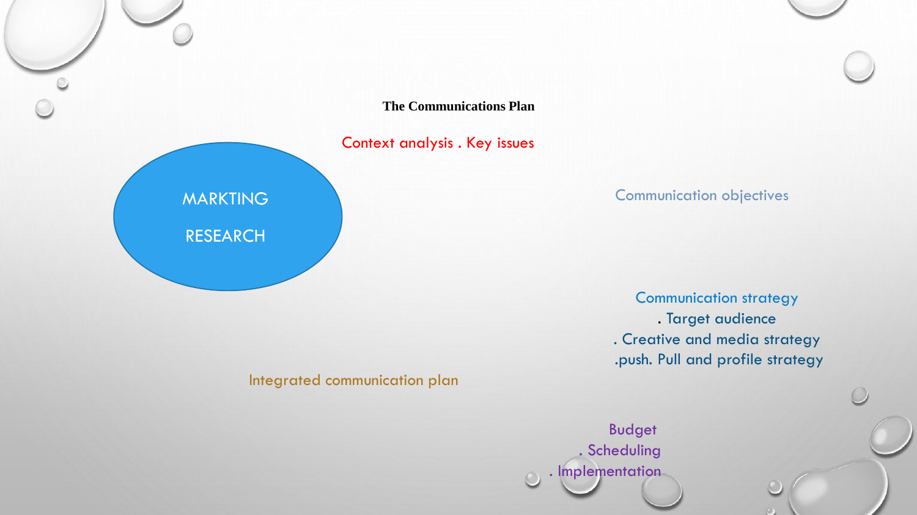# The Communications Plan

Context analysis . Key issues

MARKTING

RESEARCH

Communication objectives

Communication strategy
. Target audience
. Creative and media strategy
.push. Pull and profile strategy

Integrated communication plan

Budget
. Scheduling
. Implementation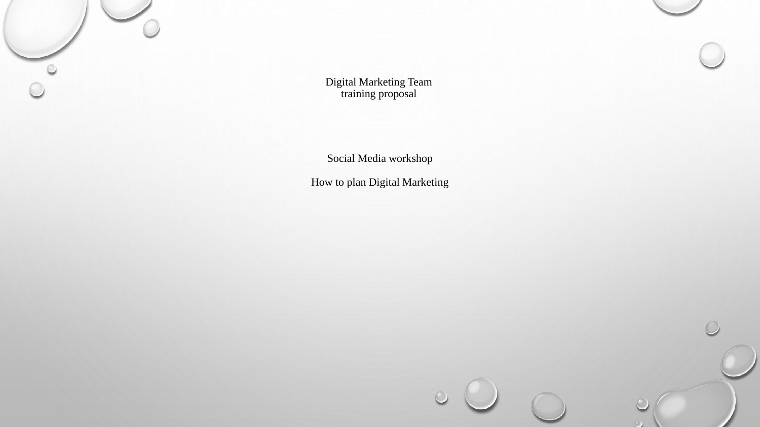Digital Marketing Team
training proposal

Social Media workshop

How to plan Digital Marketing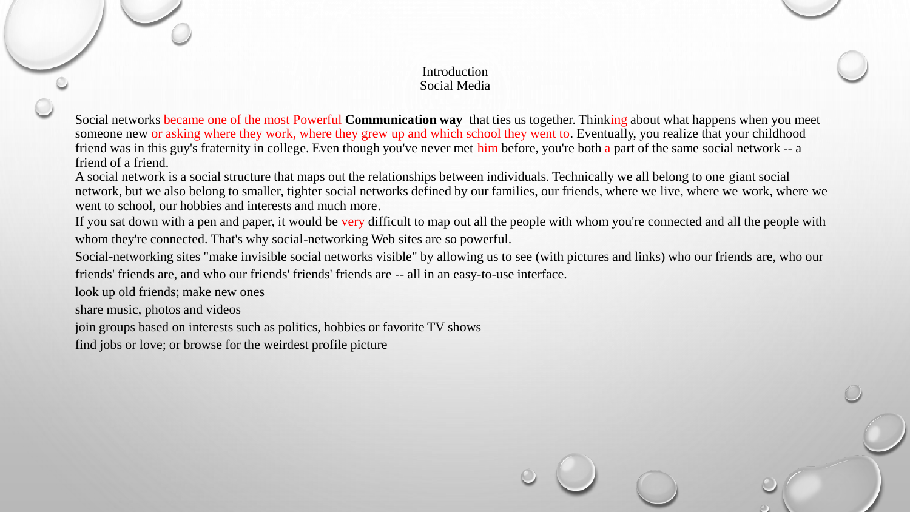# Introduction
## Social Media

Social networks became one of the most Powerful **Communication way** that ties us together. Thinking about what happens when you meet someone new or asking where they work, where they grew up and which school they went to. Eventually, you realize that your childhood friend was in this guy's fraternity in college. Even though you've never met him before, you're both a part of the same social network -- a friend of a friend.

A social network is a social structure that maps out the relationships between individuals. Technically we all belong to one giant social network, but we also belong to smaller, tighter social networks defined by our families, our friends, where we live, where we work, where we went to school, our hobbies and interests and much more.

If you sat down with a pen and paper, it would be very difficult to map out all the people with whom you're connected and all the people with whom they're connected. That's why social-networking Web sites are so powerful.

Social-networking sites "make invisible social networks visible" by allowing us to see (with pictures and links) who our friends are, who our friends' friends are, and who our friends' friends' friends are -- all in an easy-to-use interface.

look up old friends; make new ones

share music, photos and videos

join groups based on interests such as politics, hobbies or favorite TV shows

find jobs or love; or browse for the weirdest profile picture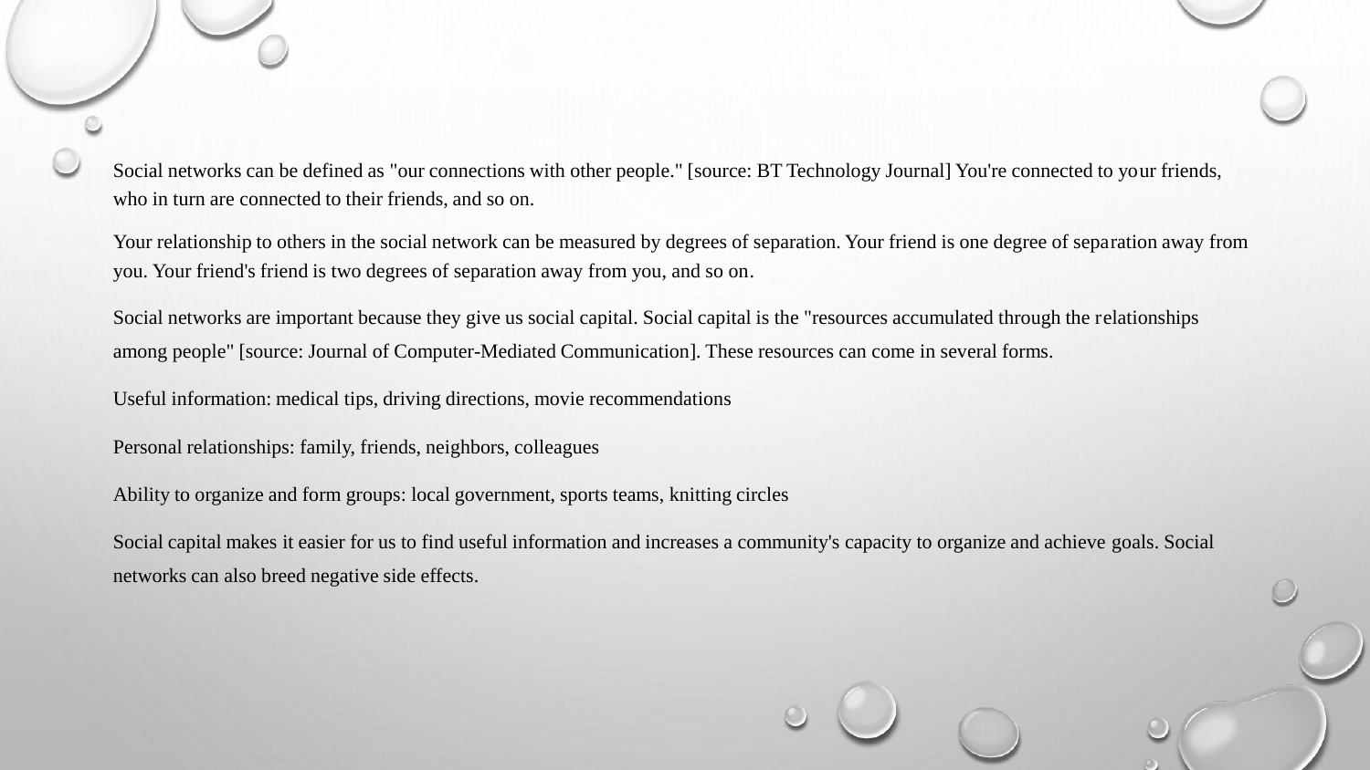Social networks can be defined as "our connections with other people." [source: BT Technology Journal] You're connected to your friends, who in turn are connected to their friends, and so on.

Your relationship to others in the social network can be measured by degrees of separation. Your friend is one degree of separation away from you. Your friend's friend is two degrees of separation away from you, and so on.

Social networks are important because they give us social capital. Social capital is the "resources accumulated through the relationships among people" [source: Journal of Computer-Mediated Communication]. These resources can come in several forms.

Useful information: medical tips, driving directions, movie recommendations

Personal relationships: family, friends, neighbors, colleagues

Ability to organize and form groups: local government, sports teams, knitting circles

Social capital makes it easier for us to find useful information and increases a community's capacity to organize and achieve goals. Social networks can also breed negative side effects.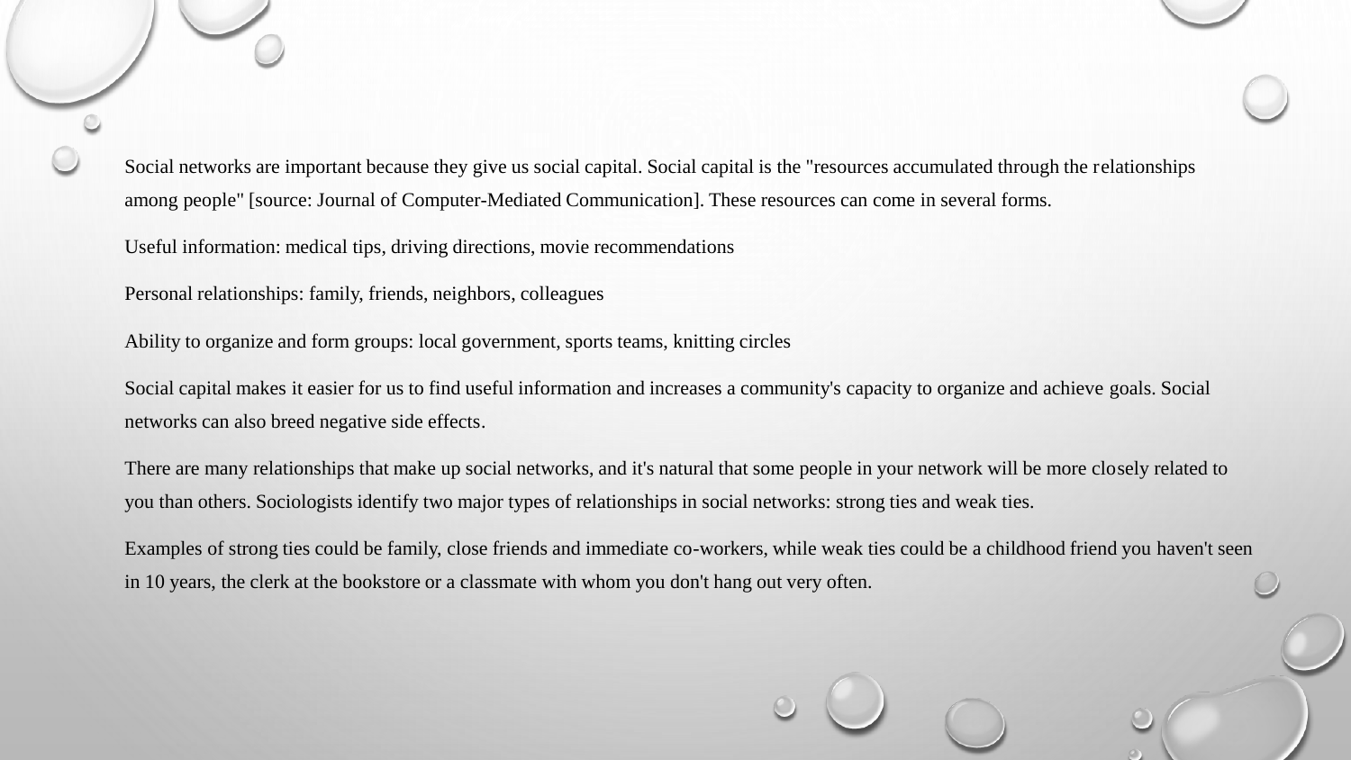Social networks are important because they give us social capital. Social capital is the "resources accumulated through the relationships among people" [source: Journal of Computer-Mediated Communication]. These resources can come in several forms.

Useful information: medical tips, driving directions, movie recommendations

Personal relationships: family, friends, neighbors, colleagues

Ability to organize and form groups: local government, sports teams, knitting circles

Social capital makes it easier for us to find useful information and increases a community's capacity to organize and achieve goals. Social networks can also breed negative side effects.

There are many relationships that make up social networks, and it's natural that some people in your network will be more closely related to you than others. Sociologists identify two major types of relationships in social networks: strong ties and weak ties.

Examples of strong ties could be family, close friends and immediate co-workers, while weak ties could be a childhood friend you haven't seen in 10 years, the clerk at the bookstore or a classmate with whom you don't hang out very often.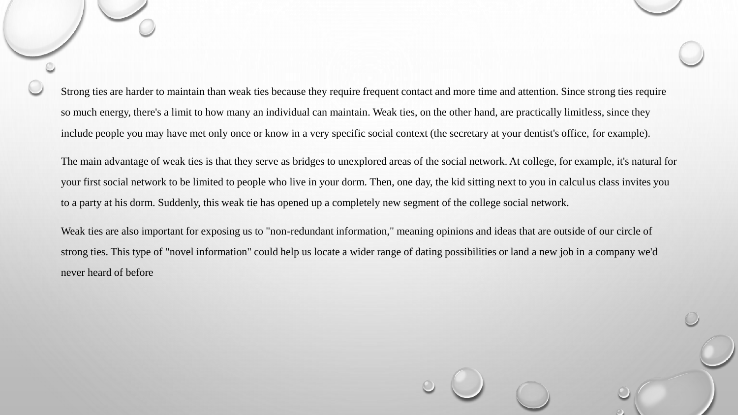Strong ties are harder to maintain than weak ties because they require frequent contact and more time and attention. Since strong ties require so much energy, there's a limit to how many an individual can maintain. Weak ties, on the other hand, are practically limitless, since they include people you may have met only once or know in a very specific social context (the secretary at your dentist's office, for example).

The main advantage of weak ties is that they serve as bridges to unexplored areas of the social network. At college, for example, it's natural for your first social network to be limited to people who live in your dorm. Then, one day, the kid sitting next to you in calculus class invites you to a party at his dorm. Suddenly, this weak tie has opened up a completely new segment of the college social network.

Weak ties are also important for exposing us to "non-redundant information," meaning opinions and ideas that are outside of our circle of strong ties. This type of "novel information" could help us locate a wider range of dating possibilities or land a new job in a company we'd never heard of before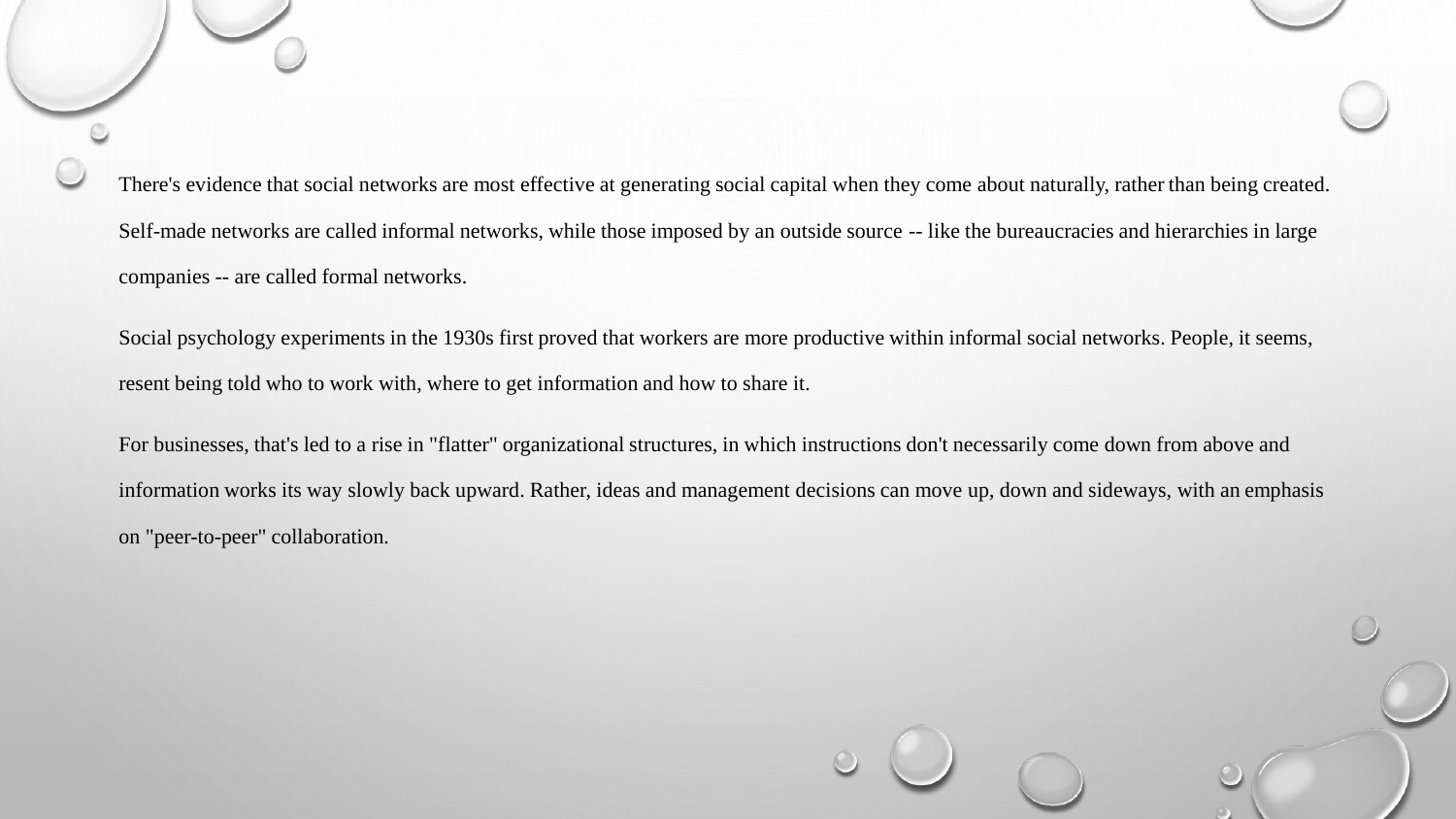There's evidence that social networks are most effective at generating social capital when they come about naturally, rather than being created. Self-made networks are called informal networks, while those imposed by an outside source -- like the bureaucracies and hierarchies in large companies -- are called formal networks.

Social psychology experiments in the 1930s first proved that workers are more productive within informal social networks. People, it seems, resent being told who to work with, where to get information and how to share it.

For businesses, that's led to a rise in "flatter" organizational structures, in which instructions don't necessarily come down from above and information works its way slowly back upward. Rather, ideas and management decisions can move up, down and sideways, with an emphasis on "peer-to-peer" collaboration.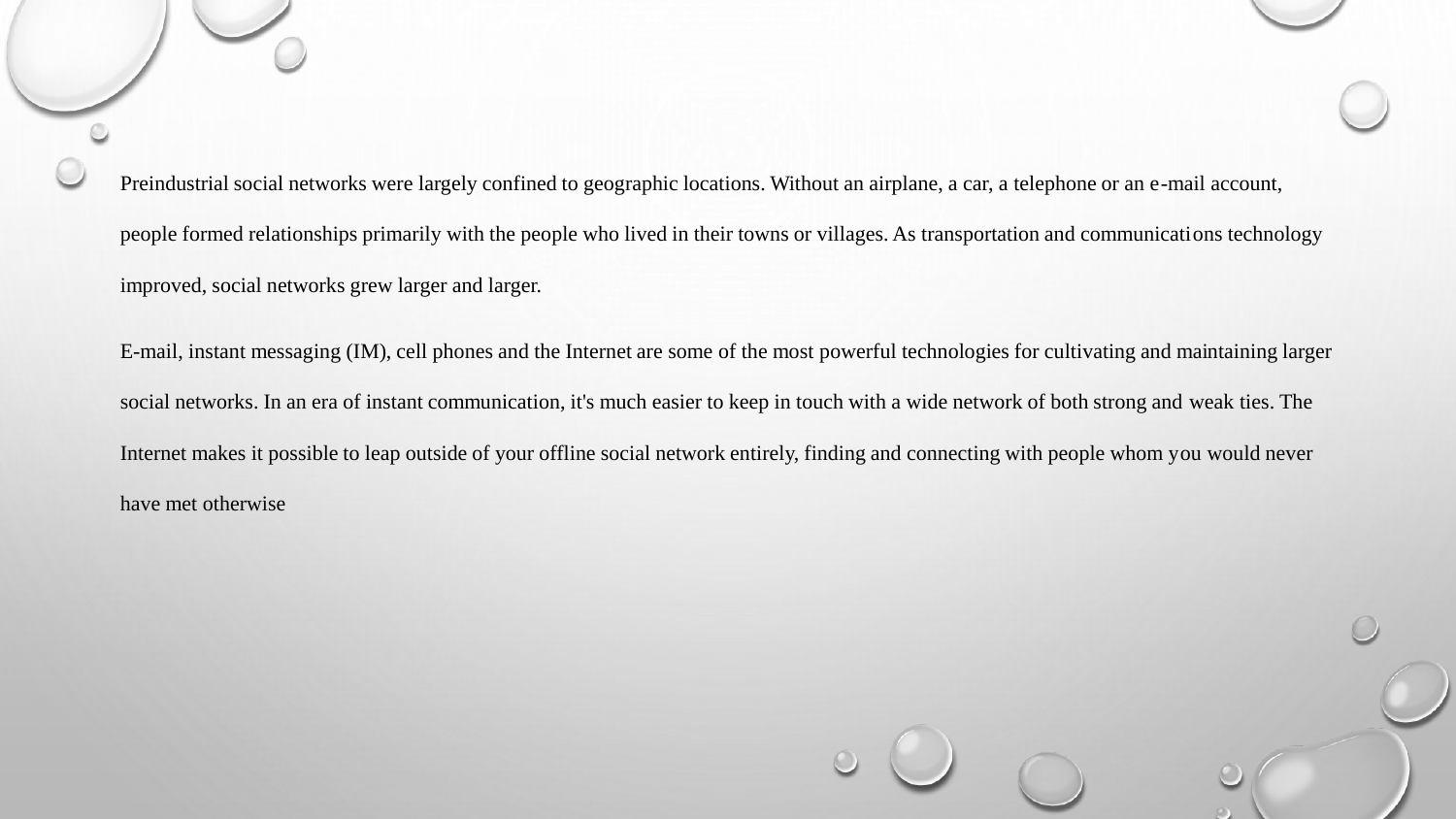Preindustrial social networks were largely confined to geographic locations. Without an airplane, a car, a telephone or an e-mail account, people formed relationships primarily with the people who lived in their towns or villages. As transportation and communications technology improved, social networks grew larger and larger.

E-mail, instant messaging (IM), cell phones and the Internet are some of the most powerful technologies for cultivating and maintaining larger social networks. In an era of instant communication, it's much easier to keep in touch with a wide network of both strong and weak ties. The Internet makes it possible to leap outside of your offline social network entirely, finding and connecting with people whom you would never have met otherwise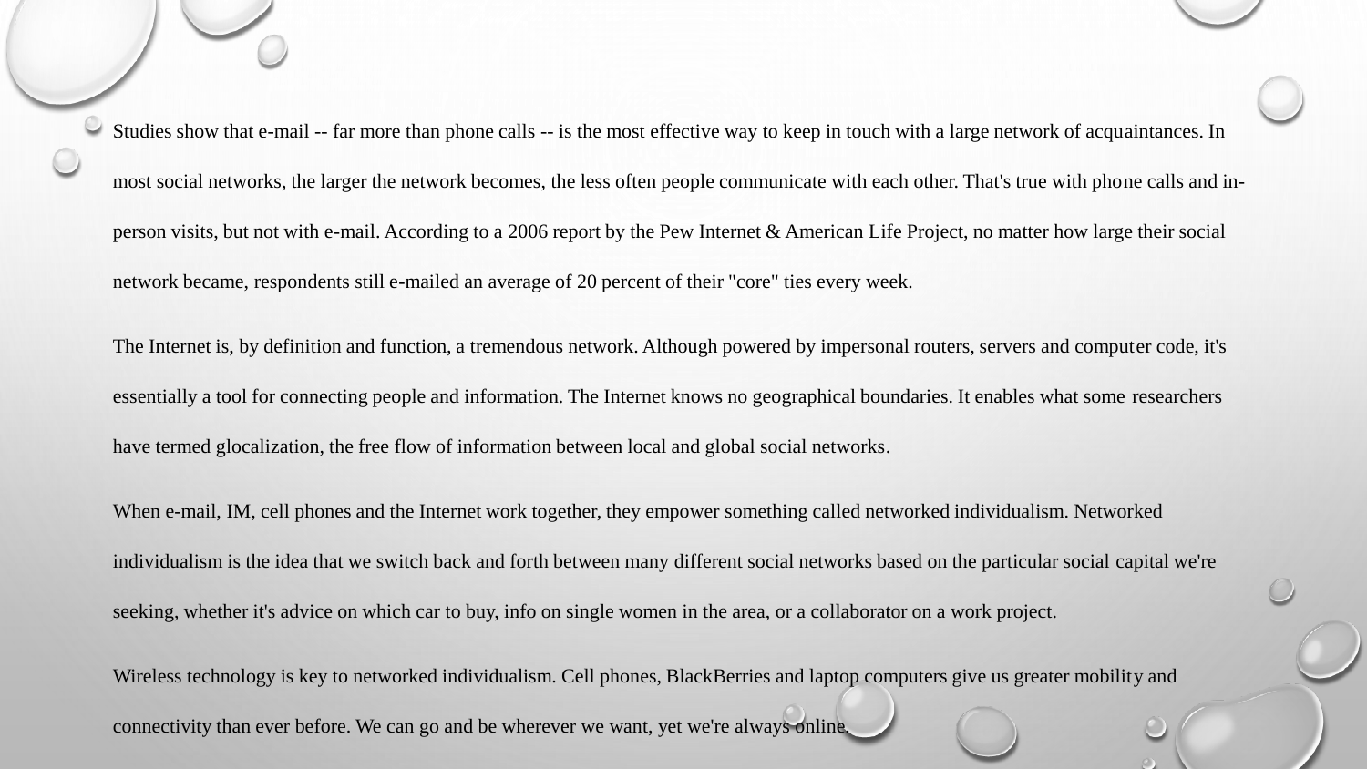- Studies show that e-mail -- far more than phone calls -- is the most effective way to keep in touch with a large network of acquaintances. In most social networks, the larger the network becomes, the less often people communicate with each other. That's true with phone calls and in-person visits, but not with e-mail. According to a 2006 report by the Pew Internet & American Life Project, no matter how large their social network became, respondents still e-mailed an average of 20 percent of their "core" ties every week.

  The Internet is, by definition and function, a tremendous network. Although powered by impersonal routers, servers and computer code, it's essentially a tool for connecting people and information. The Internet knows no geographical boundaries. It enables what some researchers have termed glocalization, the free flow of information between local and global social networks.

  When e-mail, IM, cell phones and the Internet work together, they empower something called networked individualism. Networked individualism is the idea that we switch back and forth between many different social networks based on the particular social capital we're seeking, whether it's advice on which car to buy, info on single women in the area, or a collaborator on a work project.

  Wireless technology is key to networked individualism. Cell phones, BlackBerries and laptop computers give us greater mobility and connectivity than ever before. We can go and be wherever we want, yet we're always online.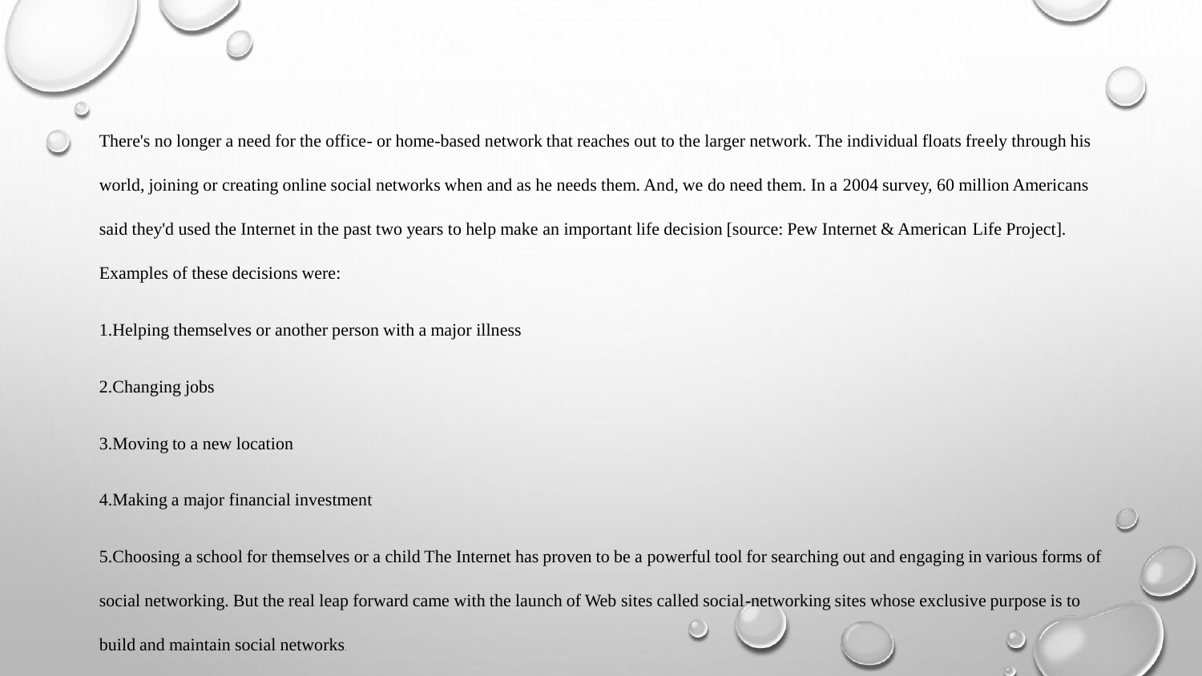There's no longer a need for the office- or home-based network that reaches out to the larger network. The individual floats freely through his world, joining or creating online social networks when and as he needs them. And, we do need them. In a 2004 survey, 60 million Americans said they'd used the Internet in the past two years to help make an important life decision [source: Pew Internet & American Life Project]. Examples of these decisions were:

1. Helping themselves or another person with a major illness
2. Changing jobs
3. Moving to a new location
4. Making a major financial investment
5. Choosing a school for themselves or a child The Internet has proven to be a powerful tool for searching out and engaging in various forms of social networking. But the real leap forward came with the launch of Web sites called social-networking sites whose exclusive purpose is to build and maintain social networks.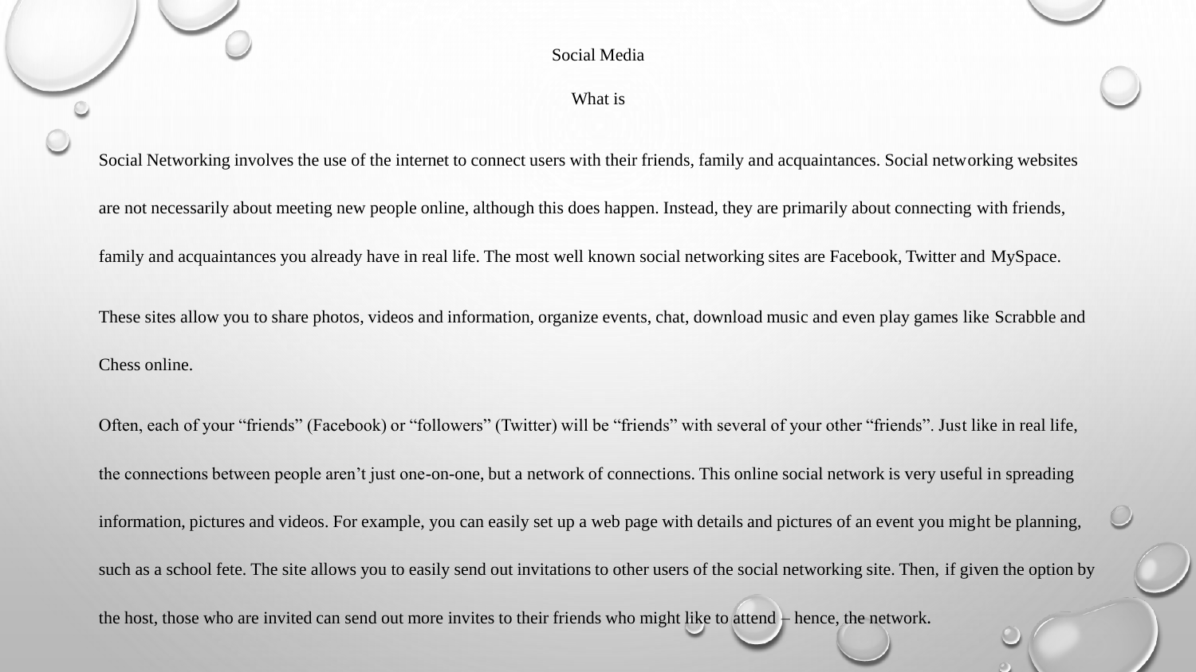# Social Media

## What is

Social Networking involves the use of the internet to connect users with their friends, family and acquaintances. Social networking websites are not necessarily about meeting new people online, although this does happen. Instead, they are primarily about connecting with friends, family and acquaintances you already have in real life. The most well known social networking sites are Facebook, Twitter and MySpace.

These sites allow you to share photos, videos and information, organize events, chat, download music and even play games like Scrabble and Chess online.

Often, each of your “friends” (Facebook) or “followers” (Twitter) will be “friends” with several of your other “friends”. Just like in real life, the connections between people aren’t just one-on-one, but a network of connections. This online social network is very useful in spreading information, pictures and videos. For example, you can easily set up a web page with details and pictures of an event you might be planning, such as a school fete. The site allows you to easily send out invitations to other users of the social networking site. Then, if given the option by the host, those who are invited can send out more invites to their friends who might like to attend – hence, the network.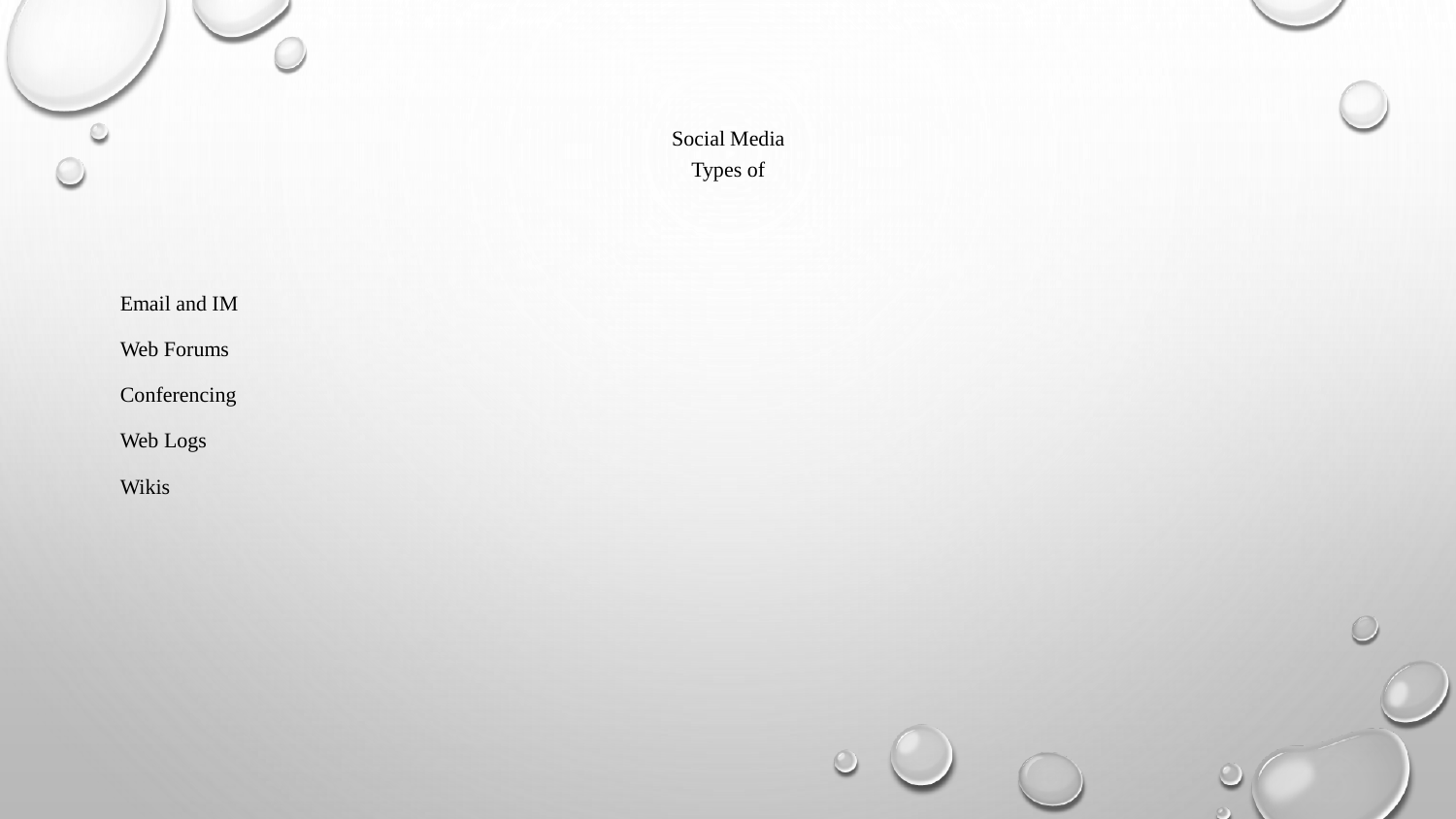# Social Media
## Types of

- Email and IM
- Web Forums
- Conferencing
- Web Logs
- Wikis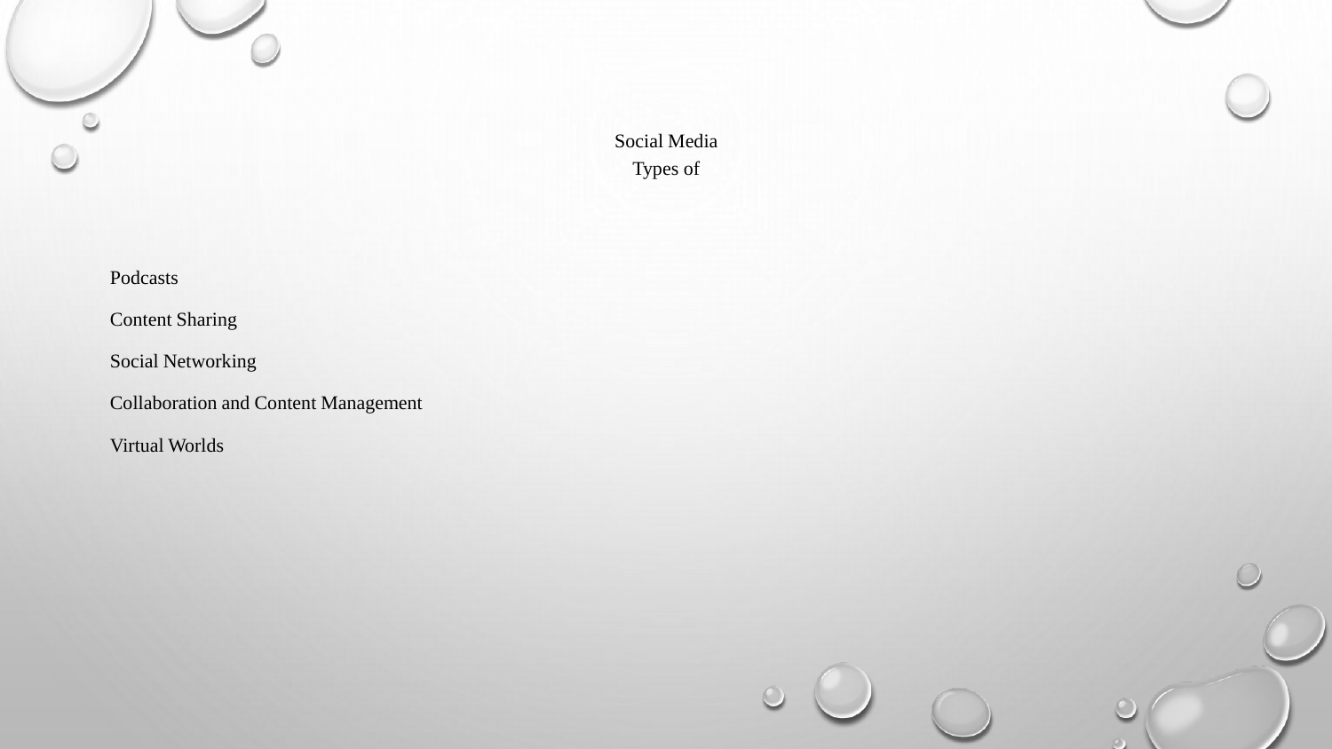# Social Media
# Types of

- Podcasts
- Content Sharing
- Social Networking
- Collaboration and Content Management
- Virtual Worlds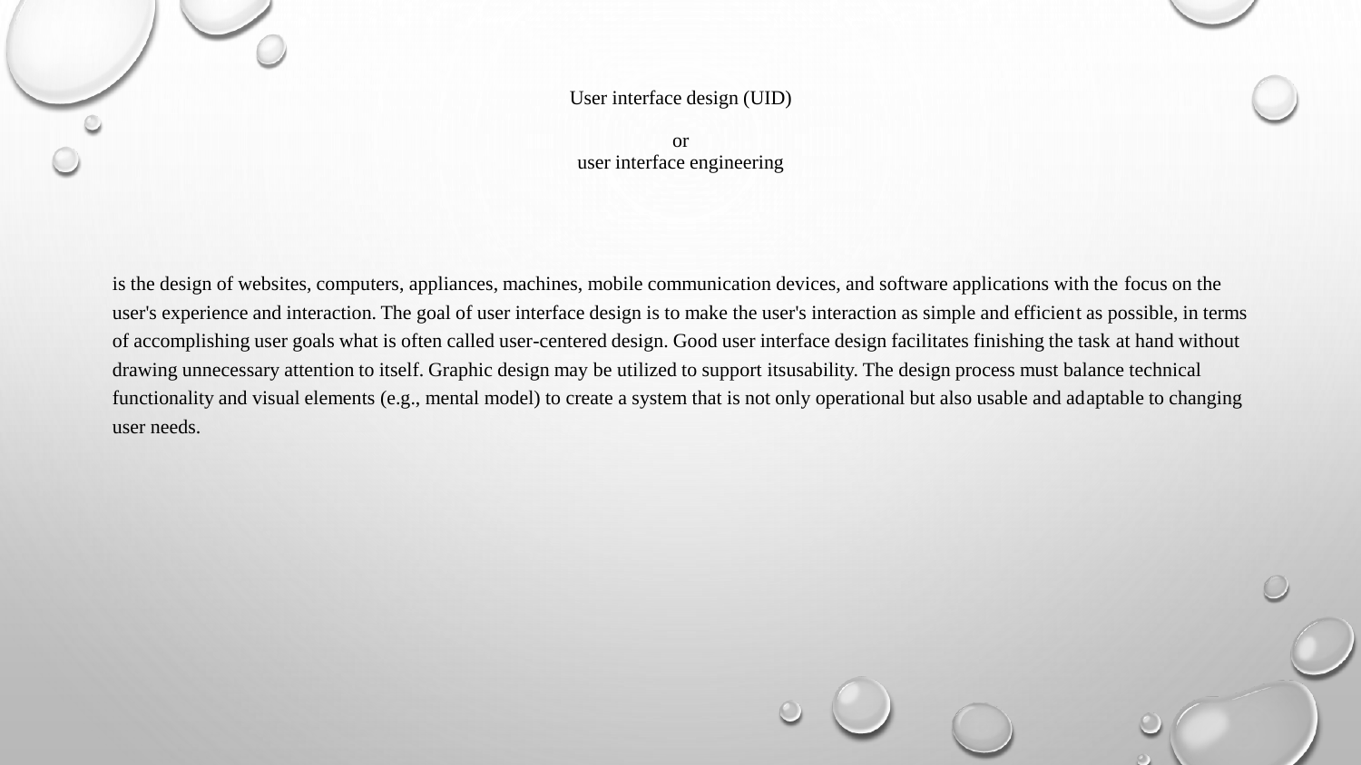User interface design (UID)

or
user interface engineering

is the design of websites, computers, appliances, machines, mobile communication devices, and software applications with the focus on the user's experience and interaction. The goal of user interface design is to make the user's interaction as simple and efficient as possible, in terms of accomplishing user goals what is often called user-centered design. Good user interface design facilitates finishing the task at hand without drawing unnecessary attention to itself. Graphic design may be utilized to support itsusability. The design process must balance technical functionality and visual elements (e.g., mental model) to create a system that is not only operational but also usable and adaptable to changing user needs.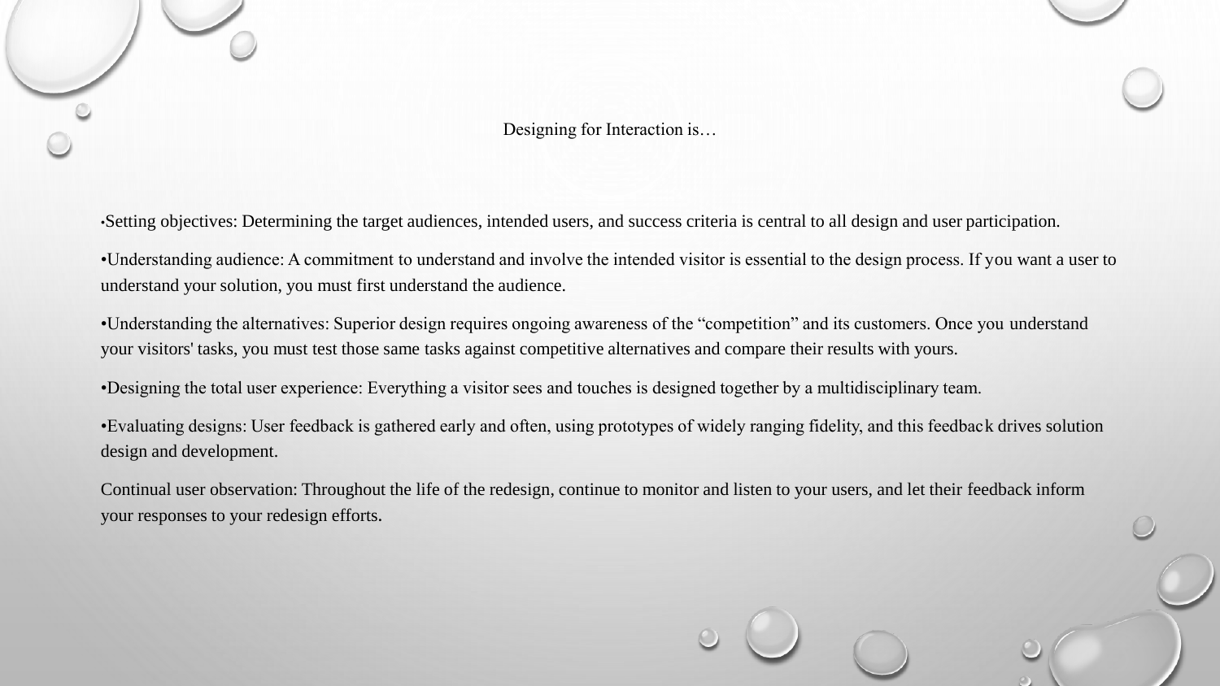## Designing for Interaction is…

•Setting objectives: Determining the target audiences, intended users, and success criteria is central to all design and user participation.

•Understanding audience: A commitment to understand and involve the intended visitor is essential to the design process. If you want a user to understand your solution, you must first understand the audience.

•Understanding the alternatives: Superior design requires ongoing awareness of the "competition" and its customers. Once you understand your visitors' tasks, you must test those same tasks against competitive alternatives and compare their results with yours.

•Designing the total user experience: Everything a visitor sees and touches is designed together by a multidisciplinary team.

•Evaluating designs: User feedback is gathered early and often, using prototypes of widely ranging fidelity, and this feedback drives solution design and development.

Continual user observation: Throughout the life of the redesign, continue to monitor and listen to your users, and let their feedback inform your responses to your redesign efforts.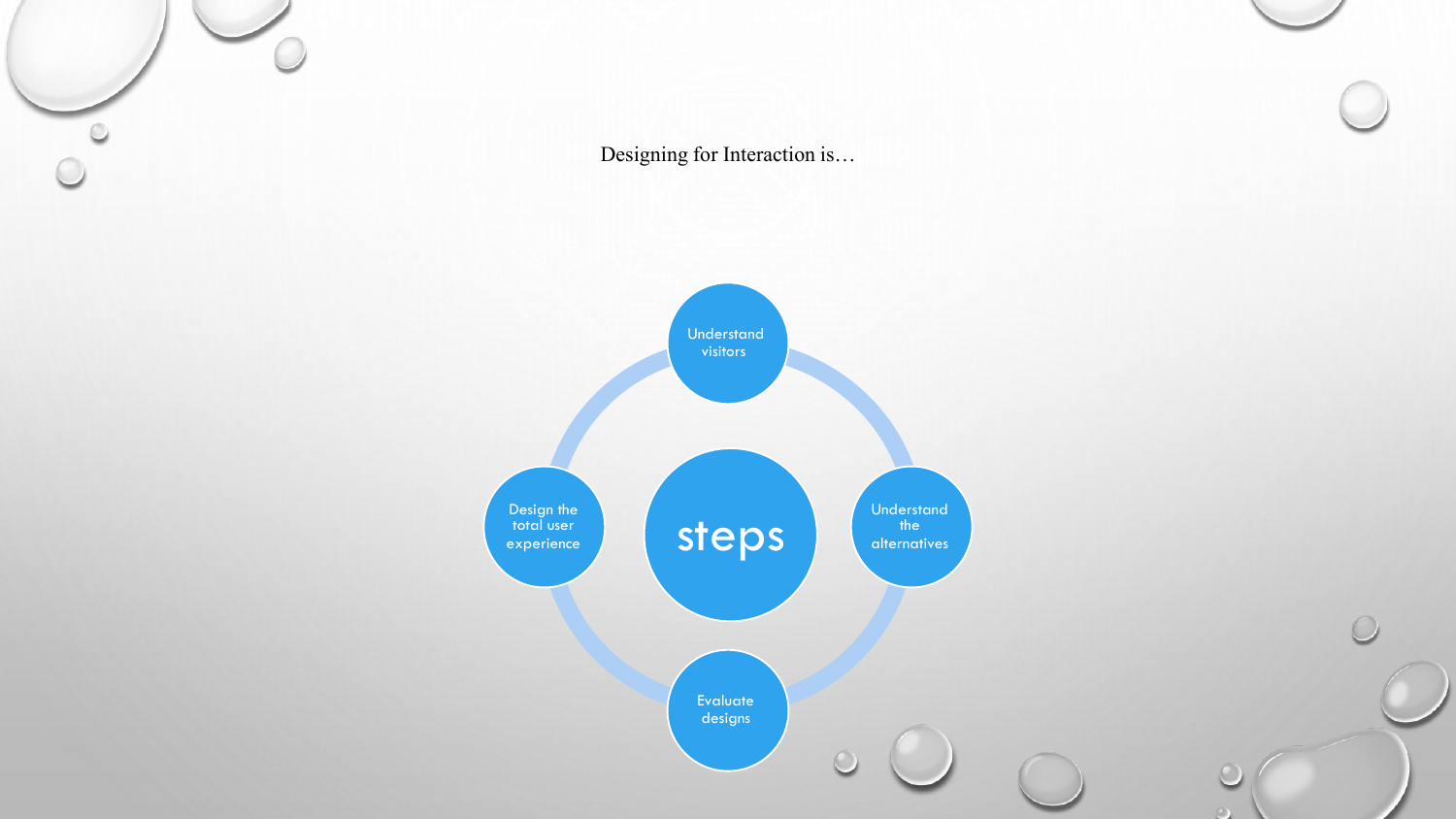Designing for Interaction is…

steps

- Understand visitors
- Understand the alternatives
- Evaluate designs
- Design the total user experience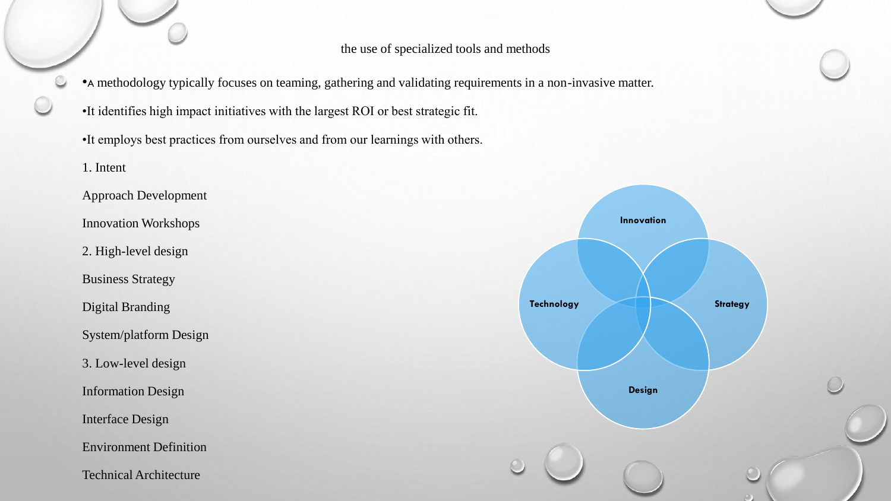## the use of specialized tools and methods

- A methodology typically focuses on teaming, gathering and validating requirements in a non-invasive matter.
- It identifies high impact initiatives with the largest ROI or best strategic fit.
- It employs best practices from ourselves and from our learnings with others.

1. Intent

Approach Development

Innovation Workshops

2. High-level design

Business Strategy

Digital Branding

System/platform Design

3. Low-level design

Information Design

Interface Design

Environment Definition

Technical Architecture

Innovation

Technology

Strategy

Design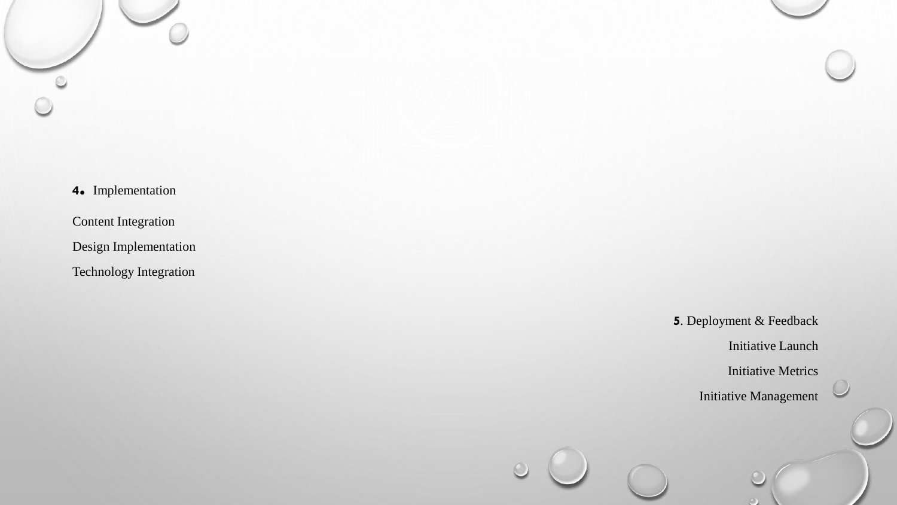4. Implementation

Content Integration

Design Implementation

Technology Integration

5. Deployment & Feedback

Initiative Launch

Initiative Metrics

Initiative Management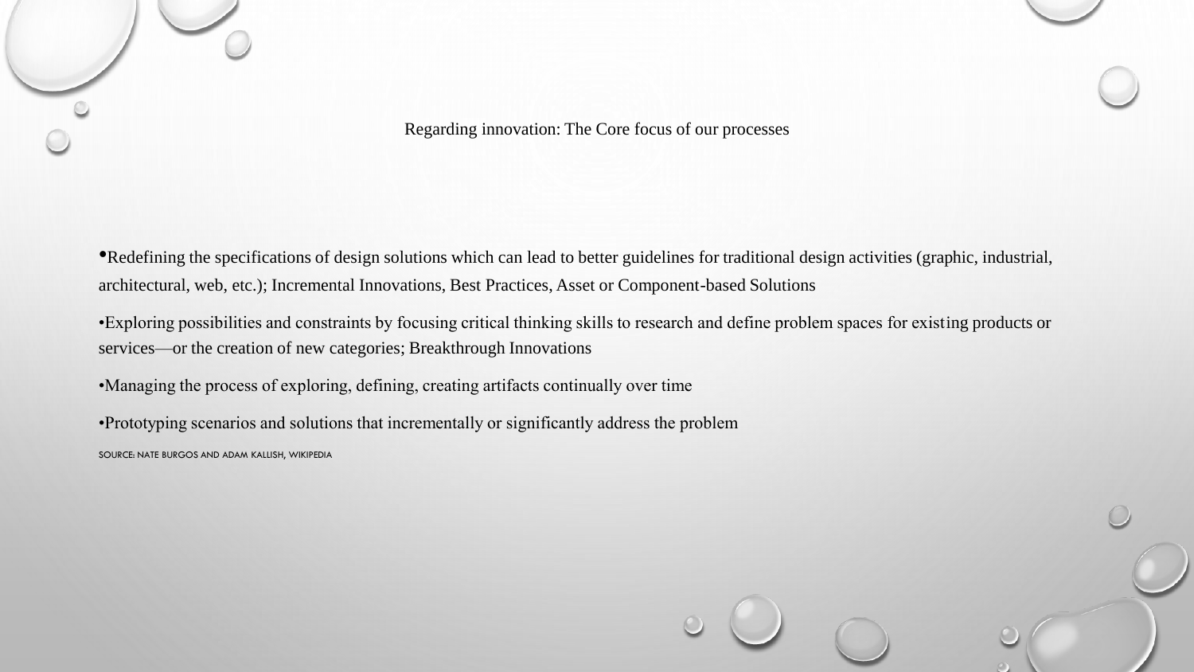# Regarding innovation: The Core focus of our processes

- Redefining the specifications of design solutions which can lead to better guidelines for traditional design activities (graphic, industrial, architectural, web, etc.); Incremental Innovations, Best Practices, Asset or Component-based Solutions
- Exploring possibilities and constraints by focusing critical thinking skills to research and define problem spaces for existing products or services—or the creation of new categories; Breakthrough Innovations
- Managing the process of exploring, defining, creating artifacts continually over time
- Prototyping scenarios and solutions that incrementally or significantly address the problem

SOURCE: NATE BURGOS AND ADAM KALLISH, WIKIPEDIA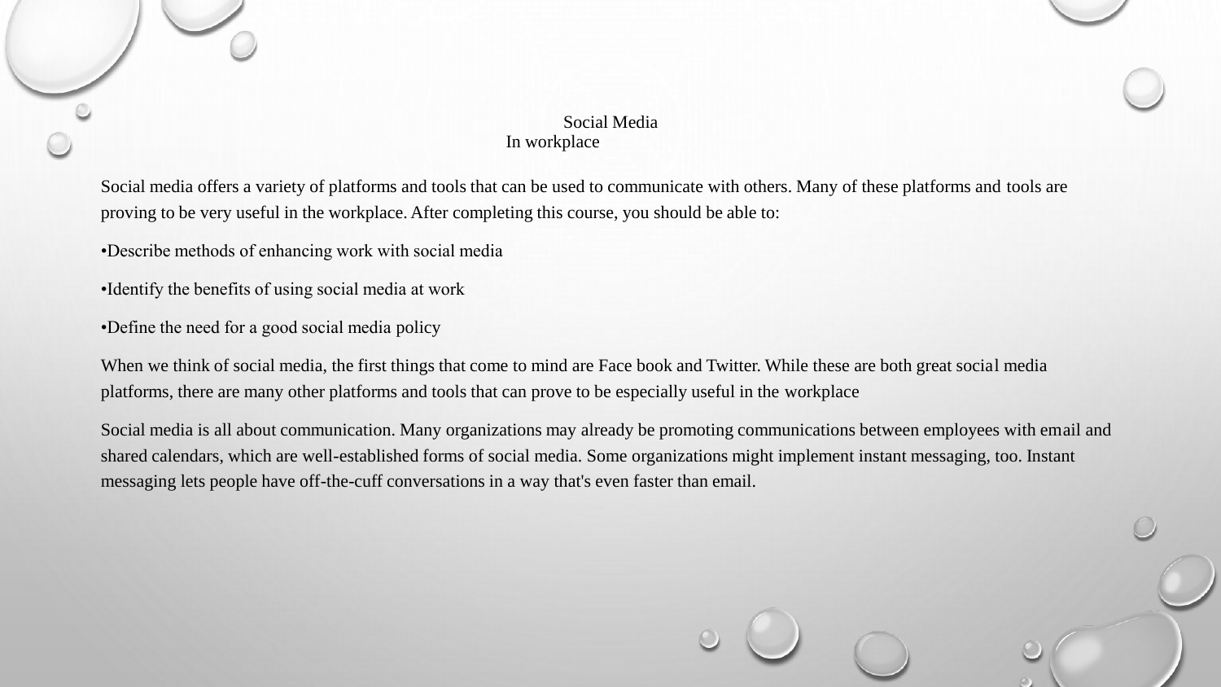# Social Media
## In workplace

Social media offers a variety of platforms and tools that can be used to communicate with others. Many of these platforms and tools are proving to be very useful in the workplace. After completing this course, you should be able to:

•Describe methods of enhancing work with social media

•Identify the benefits of using social media at work

•Define the need for a good social media policy

When we think of social media, the first things that come to mind are Face book and Twitter. While these are both great social media platforms, there are many other platforms and tools that can prove to be especially useful in the workplace

Social media is all about communication. Many organizations may already be promoting communications between employees with email and shared calendars, which are well-established forms of social media. Some organizations might implement instant messaging, too. Instant messaging lets people have off-the-cuff conversations in a way that's even faster than email.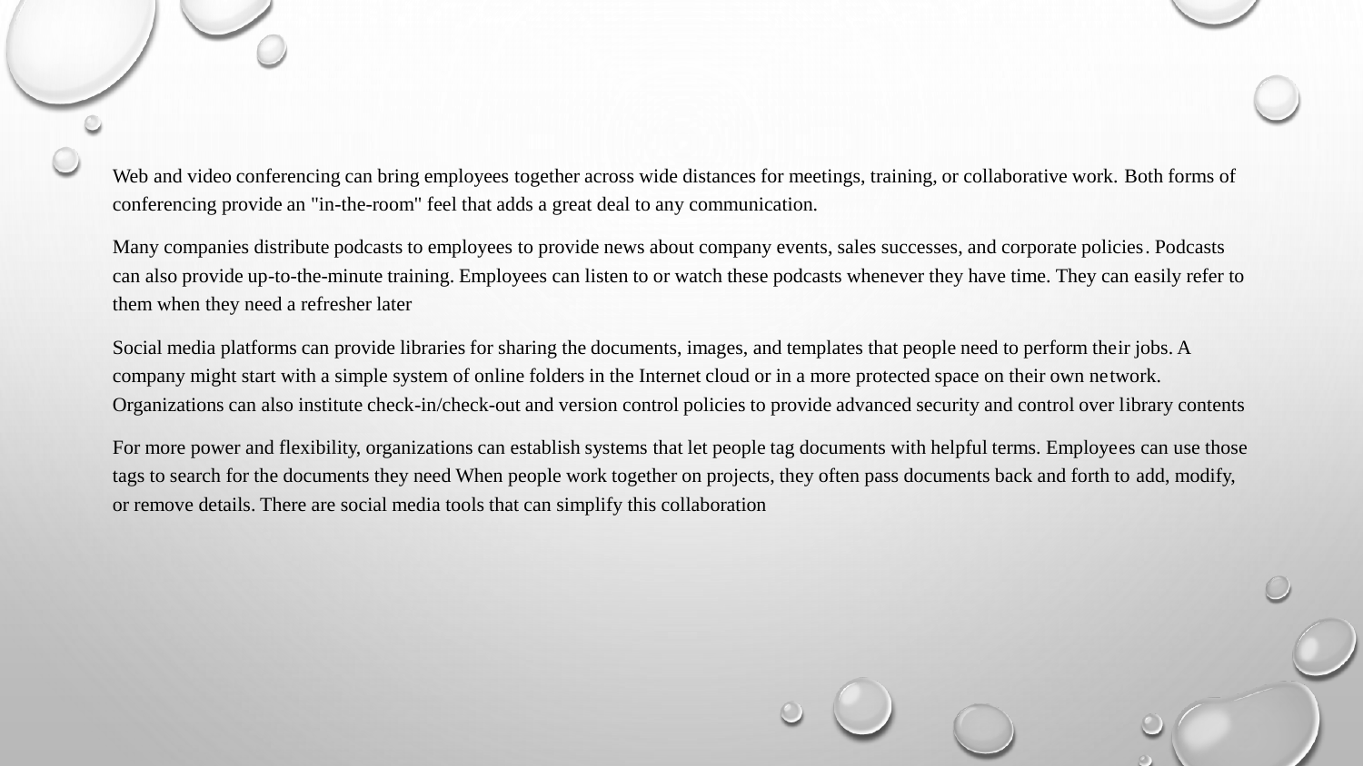Web and video conferencing can bring employees together across wide distances for meetings, training, or collaborative work. Both forms of conferencing provide an "in-the-room" feel that adds a great deal to any communication.

Many companies distribute podcasts to employees to provide news about company events, sales successes, and corporate policies. Podcasts can also provide up-to-the-minute training. Employees can listen to or watch these podcasts whenever they have time. They can easily refer to them when they need a refresher later

Social media platforms can provide libraries for sharing the documents, images, and templates that people need to perform their jobs. A company might start with a simple system of online folders in the Internet cloud or in a more protected space on their own network. Organizations can also institute check-in/check-out and version control policies to provide advanced security and control over library contents

For more power and flexibility, organizations can establish systems that let people tag documents with helpful terms. Employees can use those tags to search for the documents they need When people work together on projects, they often pass documents back and forth to add, modify, or remove details. There are social media tools that can simplify this collaboration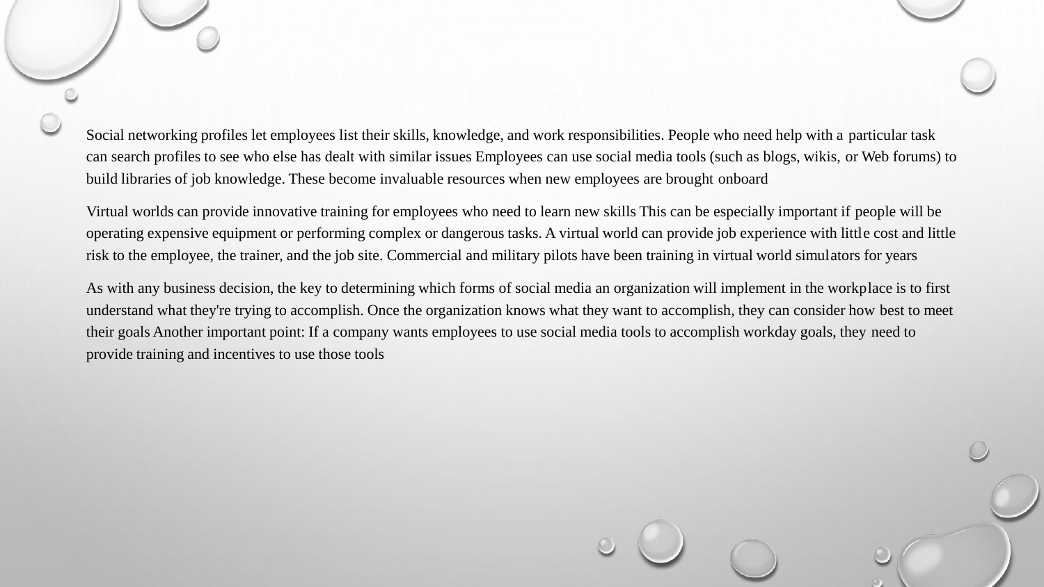Social networking profiles let employees list their skills, knowledge, and work responsibilities. People who need help with a particular task can search profiles to see who else has dealt with similar issues Employees can use social media tools (such as blogs, wikis, or Web forums) to build libraries of job knowledge. These become invaluable resources when new employees are brought onboard

Virtual worlds can provide innovative training for employees who need to learn new skills This can be especially important if people will be operating expensive equipment or performing complex or dangerous tasks. A virtual world can provide job experience with little cost and little risk to the employee, the trainer, and the job site. Commercial and military pilots have been training in virtual world simulators for years

As with any business decision, the key to determining which forms of social media an organization will implement in the workplace is to first understand what they're trying to accomplish. Once the organization knows what they want to accomplish, they can consider how best to meet their goals Another important point: If a company wants employees to use social media tools to accomplish workday goals, they need to provide training and incentives to use those tools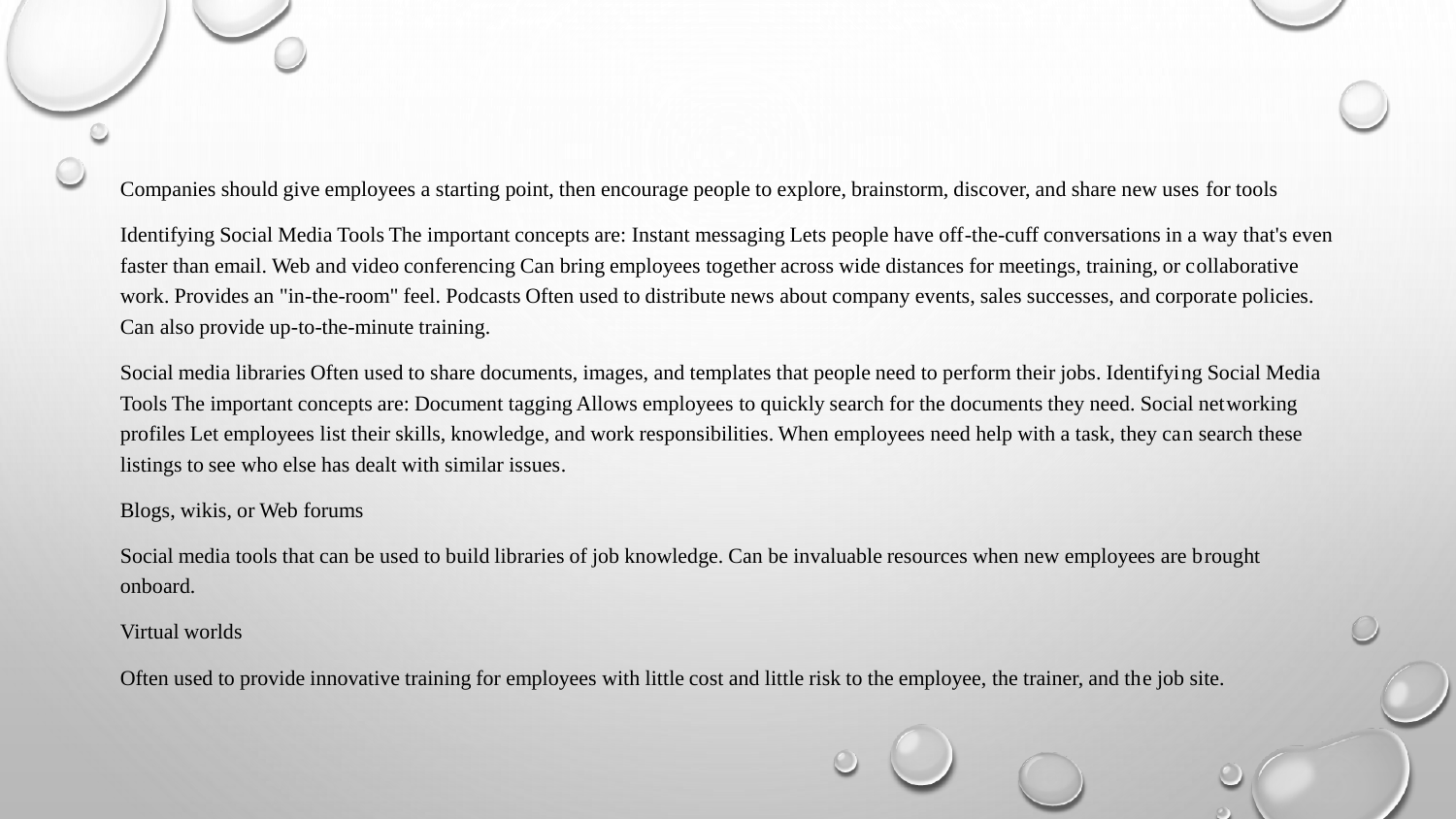Companies should give employees a starting point, then encourage people to explore, brainstorm, discover, and share new uses for tools

Identifying Social Media Tools The important concepts are: Instant messaging Lets people have off-the-cuff conversations in a way that's even faster than email. Web and video conferencing Can bring employees together across wide distances for meetings, training, or collaborative work. Provides an "in-the-room" feel. Podcasts Often used to distribute news about company events, sales successes, and corporate policies. Can also provide up-to-the-minute training.

Social media libraries Often used to share documents, images, and templates that people need to perform their jobs. Identifying Social Media Tools The important concepts are: Document tagging Allows employees to quickly search for the documents they need. Social networking profiles Let employees list their skills, knowledge, and work responsibilities. When employees need help with a task, they can search these listings to see who else has dealt with similar issues.

Blogs, wikis, or Web forums

Social media tools that can be used to build libraries of job knowledge. Can be invaluable resources when new employees are brought onboard.

Virtual worlds

Often used to provide innovative training for employees with little cost and little risk to the employee, the trainer, and the job site.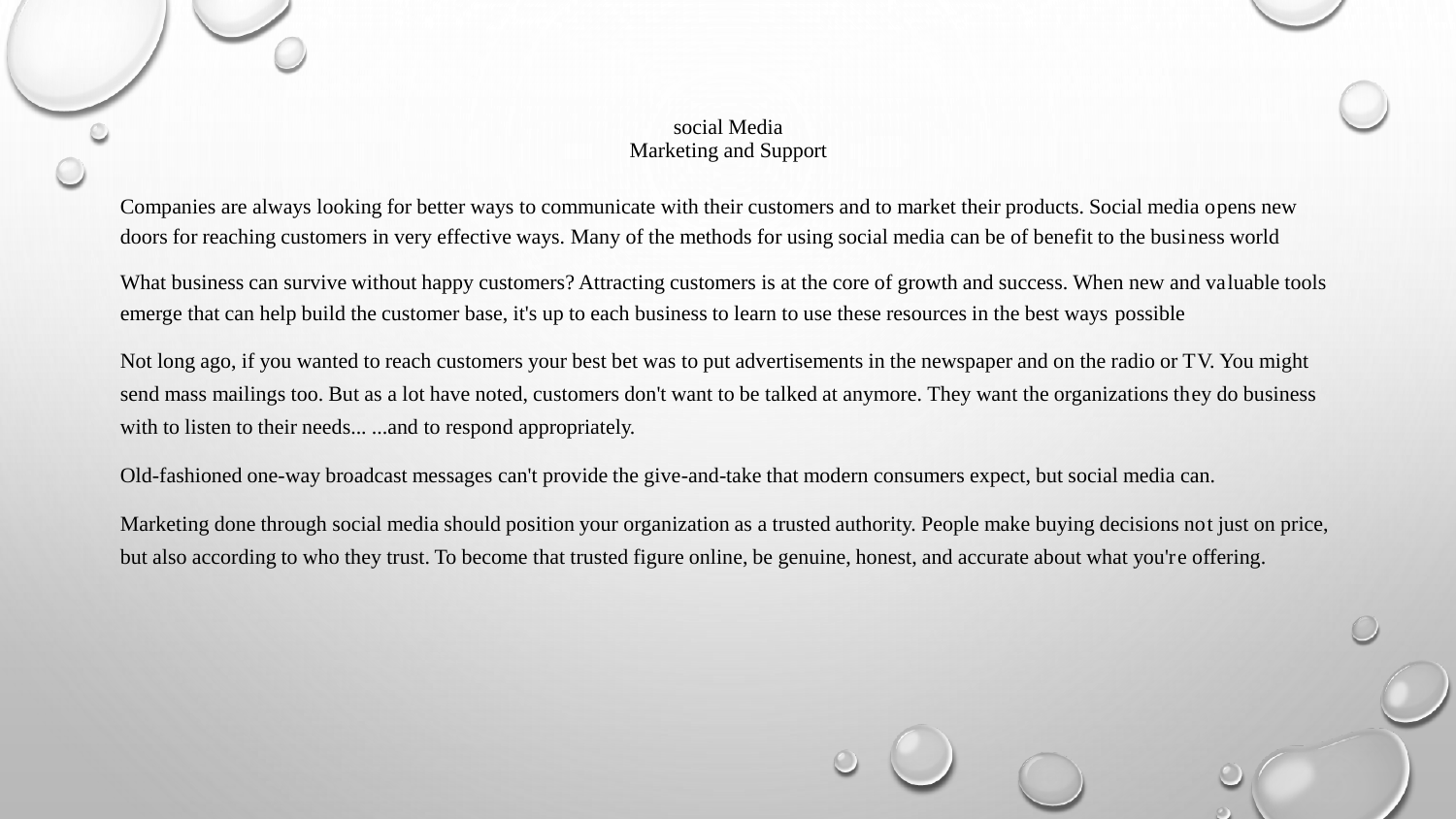# social Media
## Marketing and Support

Companies are always looking for better ways to communicate with their customers and to market their products. Social media opens new doors for reaching customers in very effective ways. Many of the methods for using social media can be of benefit to the business world

What business can survive without happy customers? Attracting customers is at the core of growth and success. When new and valuable tools emerge that can help build the customer base, it's up to each business to learn to use these resources in the best ways possible

Not long ago, if you wanted to reach customers your best bet was to put advertisements in the newspaper and on the radio or TV. You might send mass mailings too. But as a lot have noted, customers don't want to be talked at anymore. They want the organizations they do business with to listen to their needs... ...and to respond appropriately.

Old-fashioned one-way broadcast messages can't provide the give-and-take that modern consumers expect, but social media can.

Marketing done through social media should position your organization as a trusted authority. People make buying decisions not just on price, but also according to who they trust. To become that trusted figure online, be genuine, honest, and accurate about what you're offering.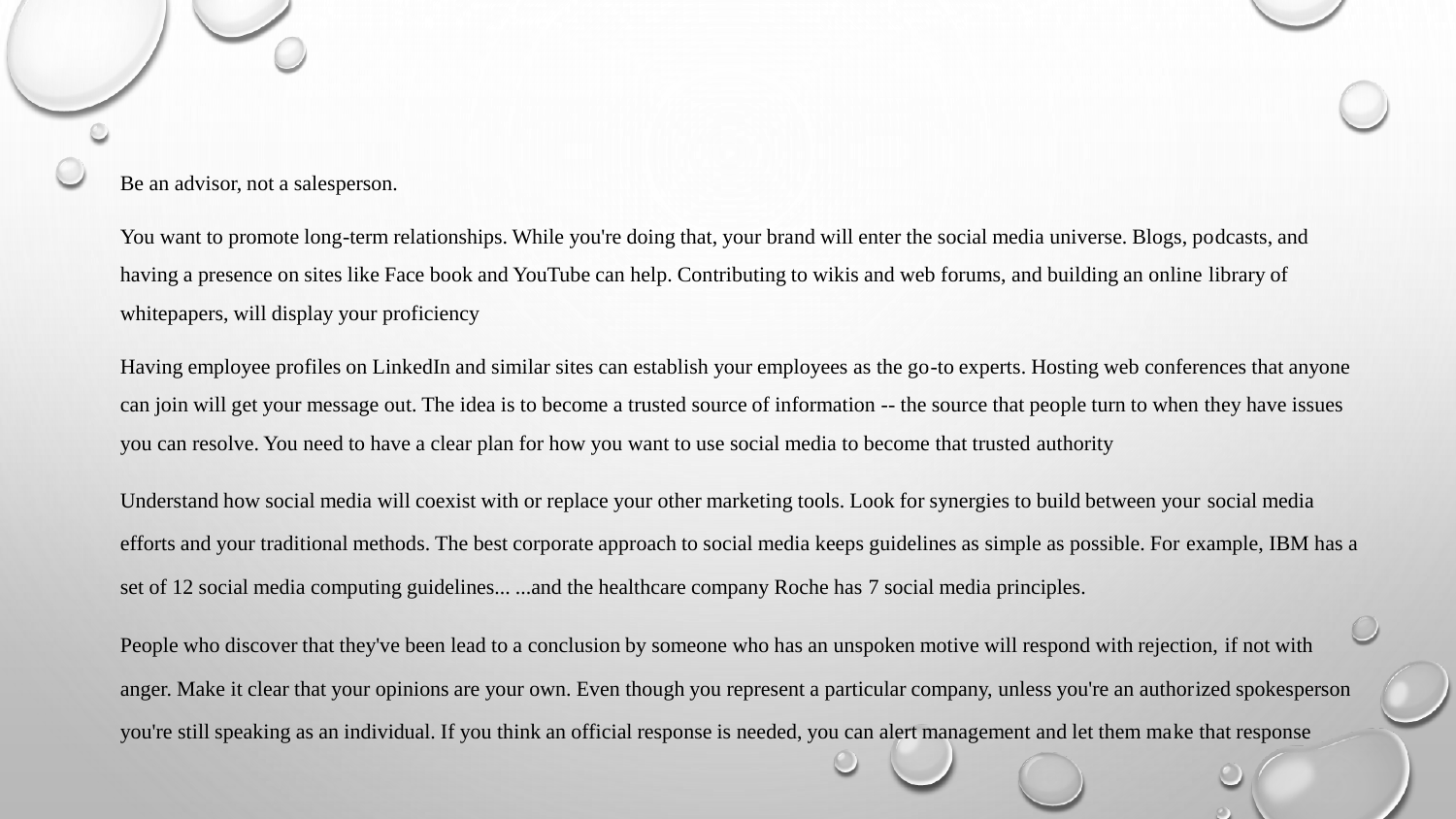Be an advisor, not a salesperson.

You want to promote long-term relationships. While you're doing that, your brand will enter the social media universe. Blogs, podcasts, and having a presence on sites like Face book and YouTube can help. Contributing to wikis and web forums, and building an online library of whitepapers, will display your proficiency

Having employee profiles on LinkedIn and similar sites can establish your employees as the go-to experts. Hosting web conferences that anyone can join will get your message out. The idea is to become a trusted source of information -- the source that people turn to when they have issues you can resolve. You need to have a clear plan for how you want to use social media to become that trusted authority

Understand how social media will coexist with or replace your other marketing tools. Look for synergies to build between your social media efforts and your traditional methods. The best corporate approach to social media keeps guidelines as simple as possible. For example, IBM has a set of 12 social media computing guidelines... ...and the healthcare company Roche has 7 social media principles.

People who discover that they've been lead to a conclusion by someone who has an unspoken motive will respond with rejection, if not with anger. Make it clear that your opinions are your own. Even though you represent a particular company, unless you're an authorized spokesperson you're still speaking as an individual. If you think an official response is needed, you can alert management and let them make that response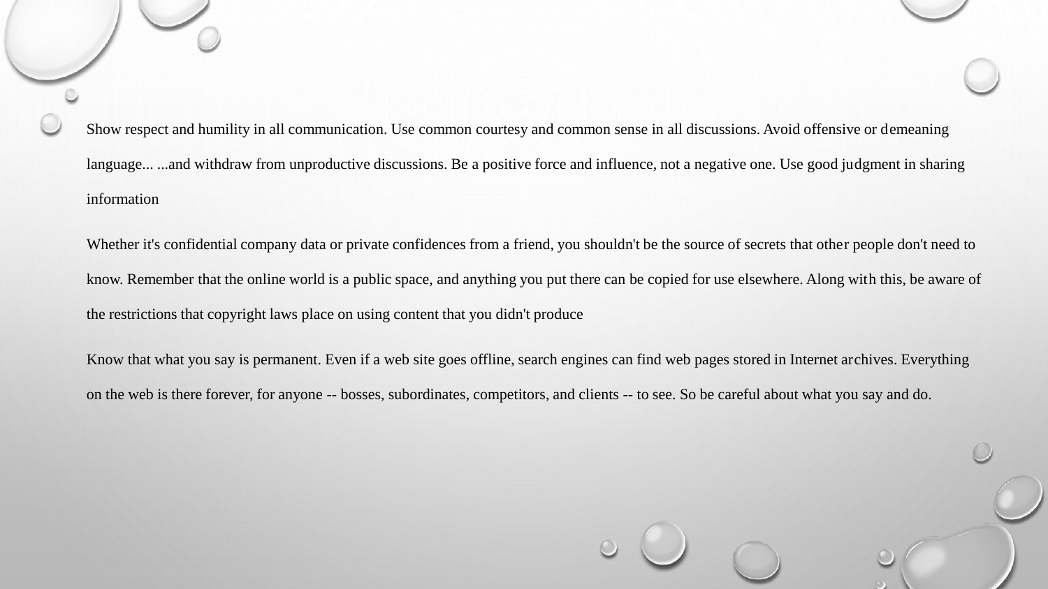Show respect and humility in all communication. Use common courtesy and common sense in all discussions. Avoid offensive or demeaning language... ...and withdraw from unproductive discussions. Be a positive force and influence, not a negative one. Use good judgment in sharing information

Whether it's confidential company data or private confidences from a friend, you shouldn't be the source of secrets that other people don't need to know. Remember that the online world is a public space, and anything you put there can be copied for use elsewhere. Along with this, be aware of the restrictions that copyright laws place on using content that you didn't produce

Know that what you say is permanent. Even if a web site goes offline, search engines can find web pages stored in Internet archives. Everything on the web is there forever, for anyone -- bosses, subordinates, competitors, and clients -- to see. So be careful about what you say and do.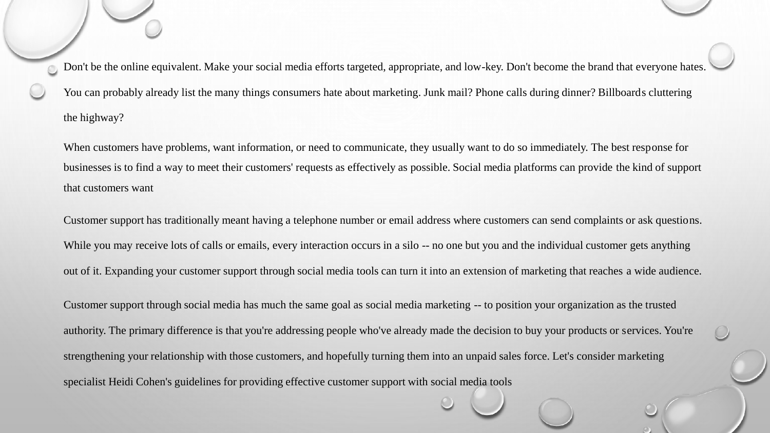Don't be the online equivalent. Make your social media efforts targeted, appropriate, and low-key. Don't become the brand that everyone hates. You can probably already list the many things consumers hate about marketing. Junk mail? Phone calls during dinner? Billboards cluttering the highway?

When customers have problems, want information, or need to communicate, they usually want to do so immediately. The best response for businesses is to find a way to meet their customers' requests as effectively as possible. Social media platforms can provide the kind of support that customers want

Customer support has traditionally meant having a telephone number or email address where customers can send complaints or ask questions. While you may receive lots of calls or emails, every interaction occurs in a silo -- no one but you and the individual customer gets anything out of it. Expanding your customer support through social media tools can turn it into an extension of marketing that reaches a wide audience.

Customer support through social media has much the same goal as social media marketing -- to position your organization as the trusted authority. The primary difference is that you're addressing people who've already made the decision to buy your products or services. You're strengthening your relationship with those customers, and hopefully turning them into an unpaid sales force. Let's consider marketing specialist Heidi Cohen's guidelines for providing effective customer support with social media tools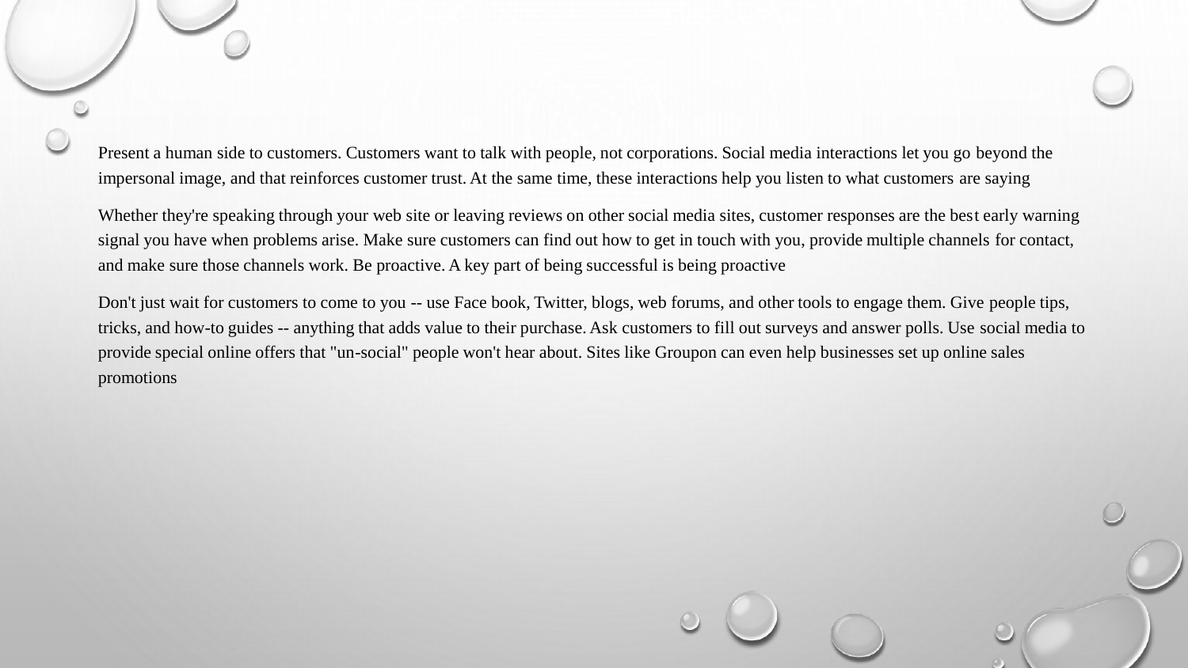Present a human side to customers. Customers want to talk with people, not corporations. Social media interactions let you go beyond the impersonal image, and that reinforces customer trust. At the same time, these interactions help you listen to what customers are saying

Whether they're speaking through your web site or leaving reviews on other social media sites, customer responses are the best early warning signal you have when problems arise. Make sure customers can find out how to get in touch with you, provide multiple channels for contact, and make sure those channels work. Be proactive. A key part of being successful is being proactive

Don't just wait for customers to come to you -- use Face book, Twitter, blogs, web forums, and other tools to engage them. Give people tips, tricks, and how-to guides -- anything that adds value to their purchase. Ask customers to fill out surveys and answer polls. Use social media to provide special online offers that "un-social" people won't hear about. Sites like Groupon can even help businesses set up online sales promotions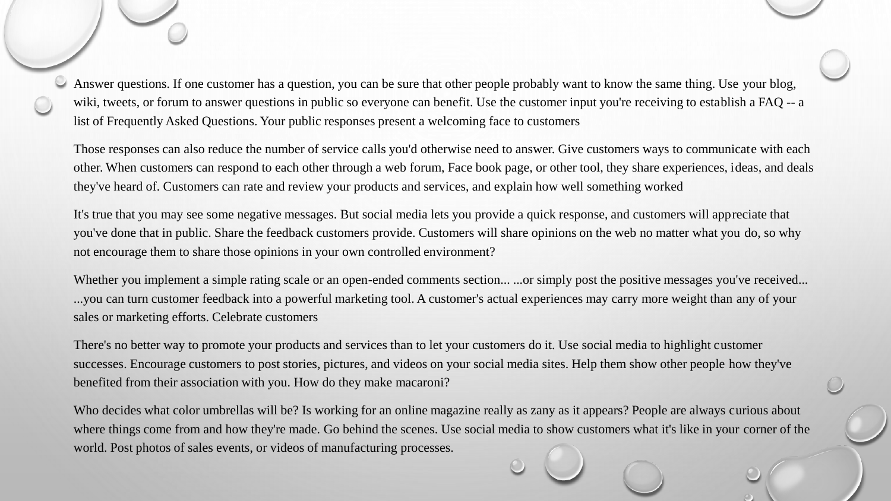- Answer questions. If one customer has a question, you can be sure that other people probably want to know the same thing. Use your blog, wiki, tweets, or forum to answer questions in public so everyone can benefit. Use the customer input you're receiving to establish a FAQ -- a list of Frequently Asked Questions. Your public responses present a welcoming face to customers

Those responses can also reduce the number of service calls you'd otherwise need to answer. Give customers ways to communicate with each other. When customers can respond to each other through a web forum, Face book page, or other tool, they share experiences, ideas, and deals they've heard of. Customers can rate and review your products and services, and explain how well something worked

It's true that you may see some negative messages. But social media lets you provide a quick response, and customers will appreciate that you've done that in public. Share the feedback customers provide. Customers will share opinions on the web no matter what you do, so why not encourage them to share those opinions in your own controlled environment?

Whether you implement a simple rating scale or an open-ended comments section... ...or simply post the positive messages you've received... ...you can turn customer feedback into a powerful marketing tool. A customer's actual experiences may carry more weight than any of your sales or marketing efforts. Celebrate customers

There's no better way to promote your products and services than to let your customers do it. Use social media to highlight customer successes. Encourage customers to post stories, pictures, and videos on your social media sites. Help them show other people how they've benefited from their association with you. How do they make macaroni?

Who decides what color umbrellas will be? Is working for an online magazine really as zany as it appears? People are always curious about where things come from and how they're made. Go behind the scenes. Use social media to show customers what it's like in your corner of the world. Post photos of sales events, or videos of manufacturing processes.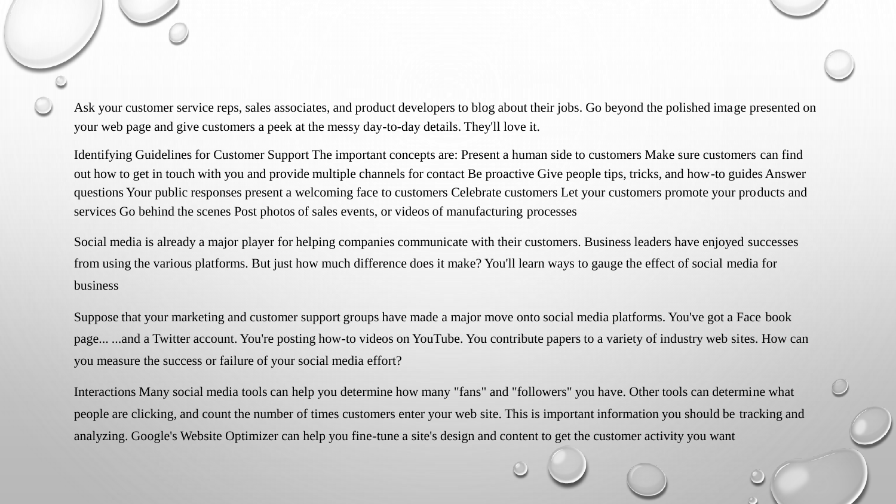Ask your customer service reps, sales associates, and product developers to blog about their jobs. Go beyond the polished image presented on your web page and give customers a peek at the messy day-to-day details. They'll love it.

Identifying Guidelines for Customer Support The important concepts are: Present a human side to customers Make sure customers can find out how to get in touch with you and provide multiple channels for contact Be proactive Give people tips, tricks, and how-to guides Answer questions Your public responses present a welcoming face to customers Celebrate customers Let your customers promote your products and services Go behind the scenes Post photos of sales events, or videos of manufacturing processes

Social media is already a major player for helping companies communicate with their customers. Business leaders have enjoyed successes from using the various platforms. But just how much difference does it make? You'll learn ways to gauge the effect of social media for business

Suppose that your marketing and customer support groups have made a major move onto social media platforms. You've got a Face book page... ...and a Twitter account. You're posting how-to videos on YouTube. You contribute papers to a variety of industry web sites. How can you measure the success or failure of your social media effort?

Interactions Many social media tools can help you determine how many "fans" and "followers" you have. Other tools can determine what people are clicking, and count the number of times customers enter your web site. This is important information you should be tracking and analyzing. Google's Website Optimizer can help you fine-tune a site's design and content to get the customer activity you want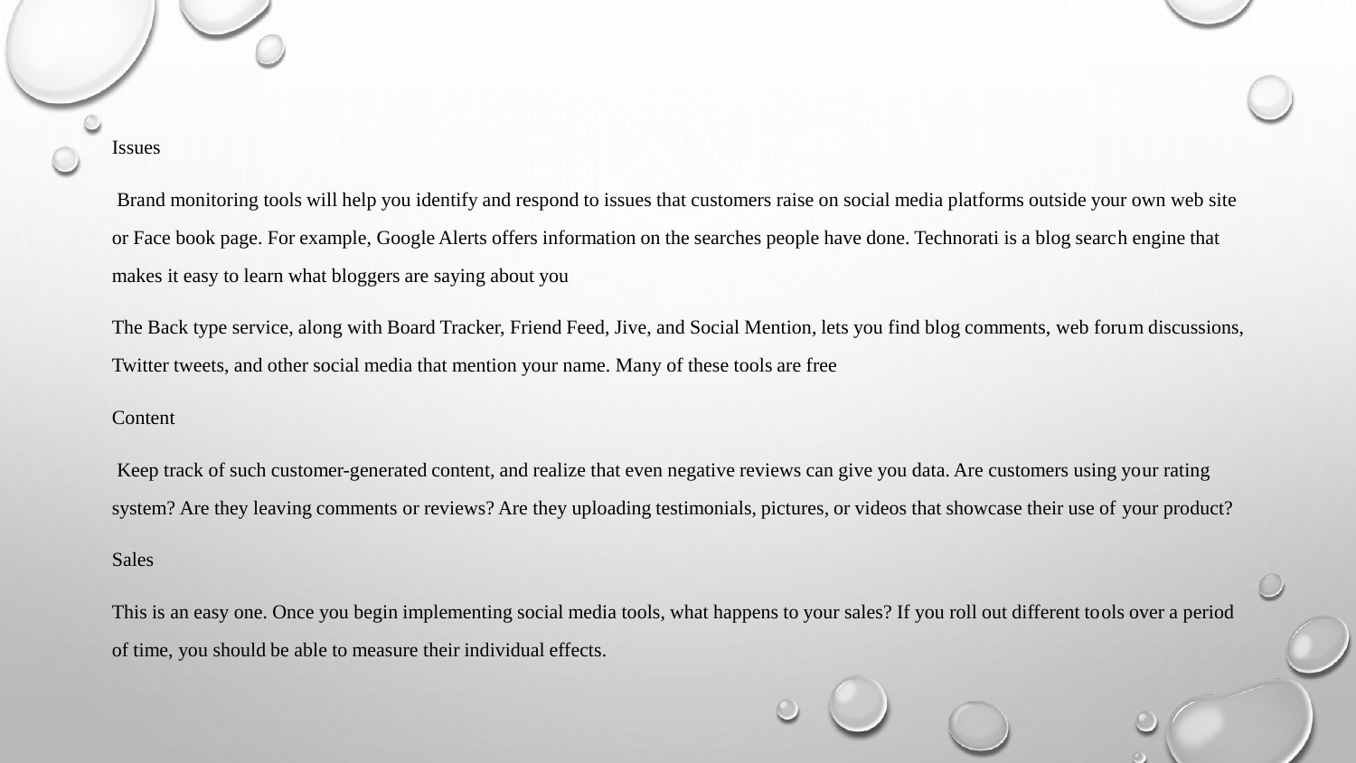### Issues

Brand monitoring tools will help you identify and respond to issues that customers raise on social media platforms outside your own web site or Face book page. For example, Google Alerts offers information on the searches people have done. Technorati is a blog search engine that makes it easy to learn what bloggers are saying about you

The Back type service, along with Board Tracker, Friend Feed, Jive, and Social Mention, lets you find blog comments, web forum discussions, Twitter tweets, and other social media that mention your name. Many of these tools are free

### Content

Keep track of such customer-generated content, and realize that even negative reviews can give you data. Are customers using your rating system? Are they leaving comments or reviews? Are they uploading testimonials, pictures, or videos that showcase their use of your product?

### Sales

This is an easy one. Once you begin implementing social media tools, what happens to your sales? If you roll out different tools over a period of time, you should be able to measure their individual effects.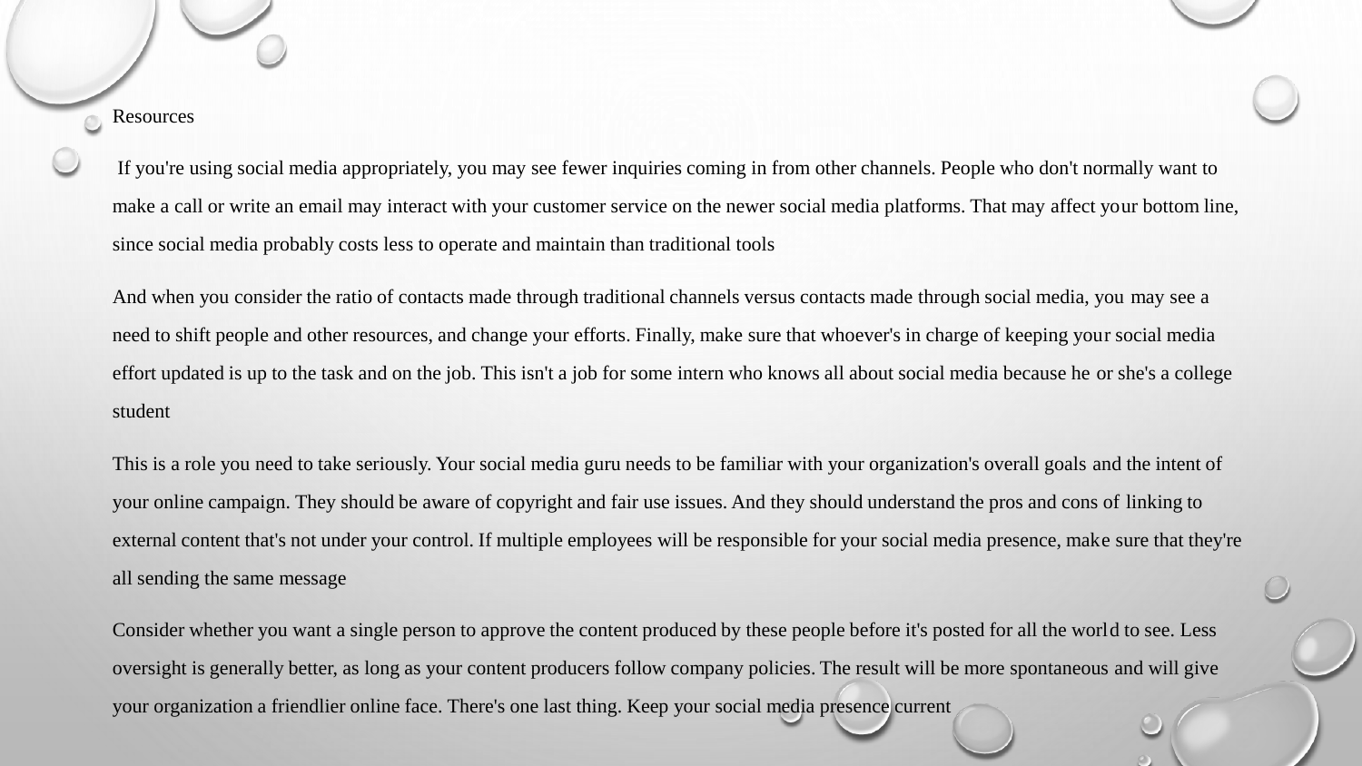# Resources

If you're using social media appropriately, you may see fewer inquiries coming in from other channels. People who don't normally want to make a call or write an email may interact with your customer service on the newer social media platforms. That may affect your bottom line, since social media probably costs less to operate and maintain than traditional tools

And when you consider the ratio of contacts made through traditional channels versus contacts made through social media, you may see a need to shift people and other resources, and change your efforts. Finally, make sure that whoever's in charge of keeping your social media effort updated is up to the task and on the job. This isn't a job for some intern who knows all about social media because he or she's a college student

This is a role you need to take seriously. Your social media guru needs to be familiar with your organization's overall goals and the intent of your online campaign. They should be aware of copyright and fair use issues. And they should understand the pros and cons of linking to external content that's not under your control. If multiple employees will be responsible for your social media presence, make sure that they're all sending the same message

Consider whether you want a single person to approve the content produced by these people before it's posted for all the world to see. Less oversight is generally better, as long as your content producers follow company policies. The result will be more spontaneous and will give your organization a friendlier online face. There's one last thing. Keep your social media presence current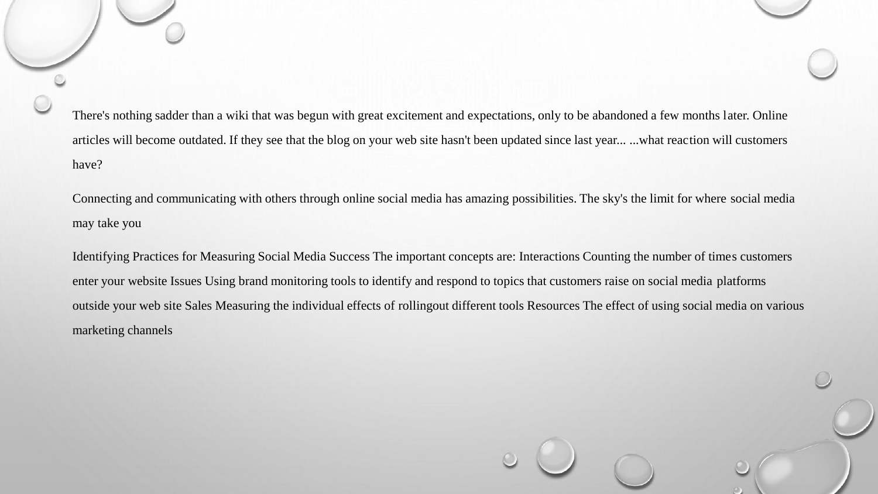There's nothing sadder than a wiki that was begun with great excitement and expectations, only to be abandoned a few months later. Online articles will become outdated. If they see that the blog on your web site hasn't been updated since last year... ...what reaction will customers have?

Connecting and communicating with others through online social media has amazing possibilities. The sky's the limit for where social media may take you

Identifying Practices for Measuring Social Media Success The important concepts are: Interactions Counting the number of times customers enter your website Issues Using brand monitoring tools to identify and respond to topics that customers raise on social media platforms outside your web site Sales Measuring the individual effects of rollingout different tools Resources The effect of using social media on various marketing channels